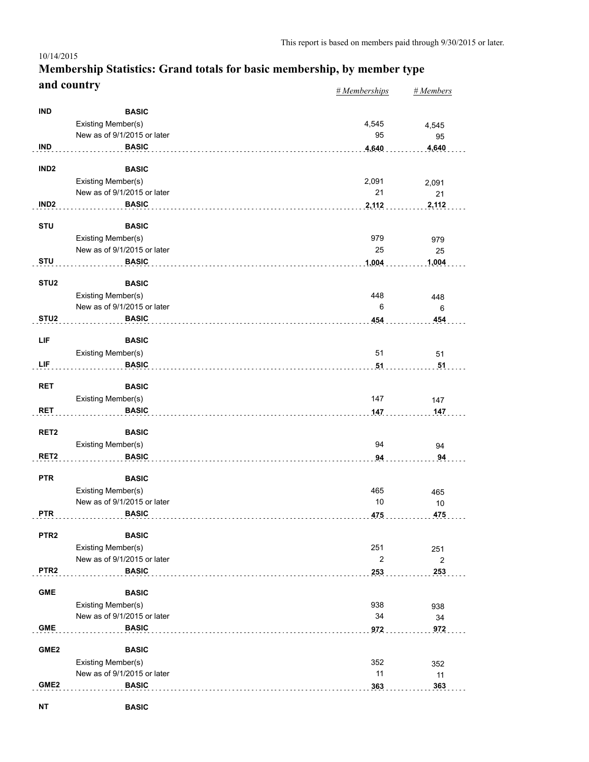This report is based on members paid through 9/30/2015 or later.

10/14/2015

# Membership Statistics: Grand totals for basic membership, by member type and country

| | | | *# Memberships* | *# Members* |
|---|---|---|---|---|
| **IND** | **BASIC** | | | |
| | Existing Member(s) | | 4,545 | 4,545 |
| | New as of 9/1/2015 or later | | 95 | 95 |
| **IND** | **BASIC** | | **4,640** | **4,640** |
| **IND2** | **BASIC** | | | |
| | Existing Member(s) | | 2,091 | 2,091 |
| | New as of 9/1/2015 or later | | 21 | 21 |
| **IND2** | **BASIC** | | **2,112** | **2,112** |
| **STU** | **BASIC** | | | |
| | Existing Member(s) | | 979 | 979 |
| | New as of 9/1/2015 or later | | 25 | 25 |
| **STU** | **BASIC** | | **1,004** | **1,004** |
| **STU2** | **BASIC** | | | |
| | Existing Member(s) | | 448 | 448 |
| | New as of 9/1/2015 or later | | 6 | 6 |
| **STU2** | **BASIC** | | **454** | **454** |
| **LIF** | **BASIC** | | | |
| | Existing Member(s) | | 51 | 51 |
| **LIF** | **BASIC** | | **51** | **51** |
| **RET** | **BASIC** | | | |
| | Existing Member(s) | | 147 | 147 |
| **RET** | **BASIC** | | **147** | **147** |
| **RET2** | **BASIC** | | | |
| | Existing Member(s) | | 94 | 94 |
| **RET2** | **BASIC** | | **94** | **94** |
| **PTR** | **BASIC** | | | |
| | Existing Member(s) | | 465 | 465 |
| | New as of 9/1/2015 or later | | 10 | 10 |
| **PTR** | **BASIC** | | **475** | **475** |
| **PTR2** | **BASIC** | | | |
| | Existing Member(s) | | 251 | 251 |
| | New as of 9/1/2015 or later | | 2 | 2 |
| **PTR2** | **BASIC** | | **253** | **253** |
| **GME** | **BASIC** | | | |
| | Existing Member(s) | | 938 | 938 |
| | New as of 9/1/2015 or later | | 34 | 34 |
| **GME** | **BASIC** | | **972** | **972** |
| **GME2** | **BASIC** | | | |
| | Existing Member(s) | | 352 | 352 |
| | New as of 9/1/2015 or later | | 11 | 11 |
| **GME2** | **BASIC** | | **363** | **363** |
| **NT** | **BASIC** | | | |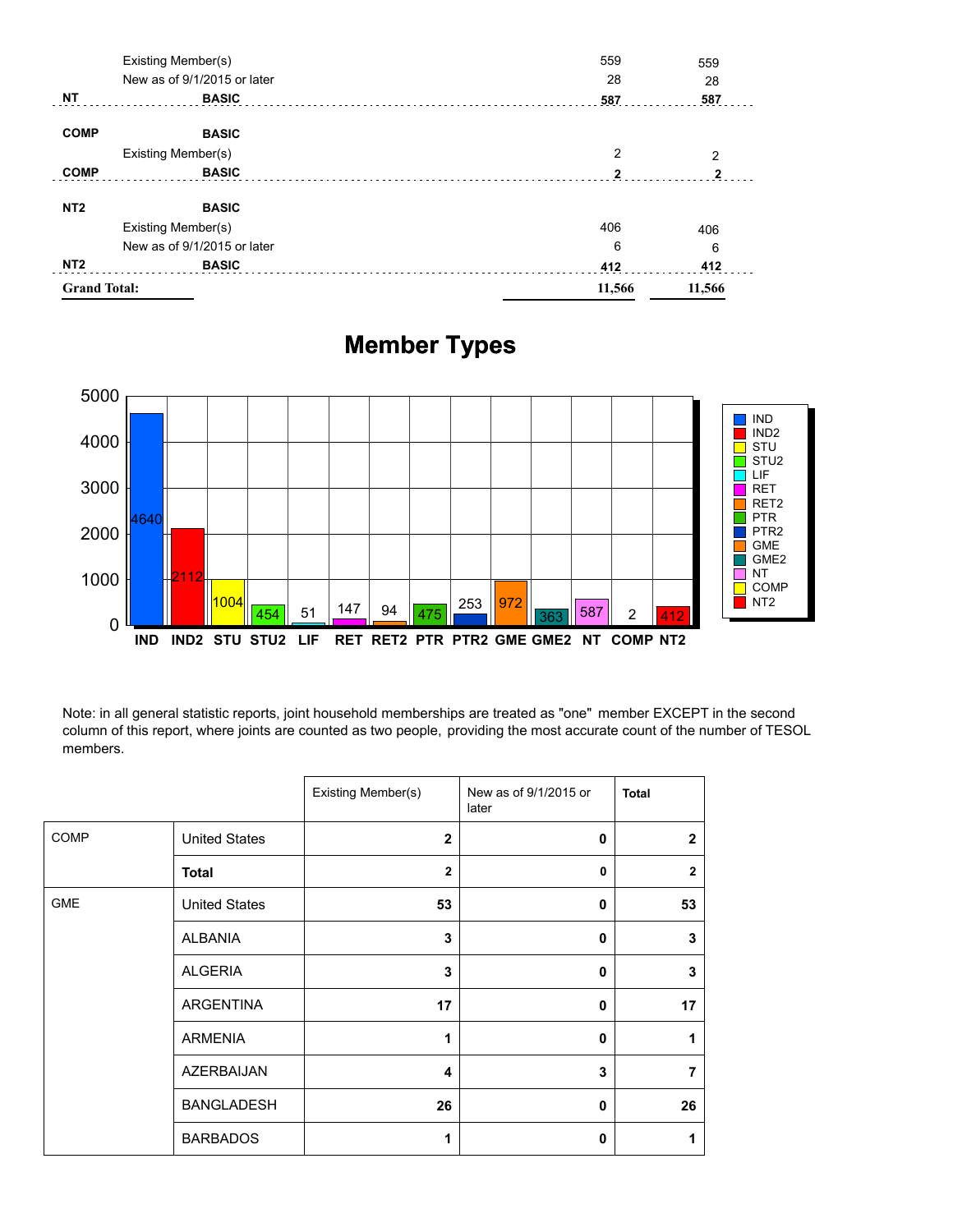| | | | |
|---|---|---|---|
| | Existing Member(s) | 559 | 559 |
| | New as of 9/1/2015 or later | 28 | 28 |
| **NT** | **BASIC** | **587** | **587** |
| **COMP** | **BASIC** | | |
| | Existing Member(s) | 2 | 2 |
| **COMP** | **BASIC** | **2** | **2** |
| **NT2** | **BASIC** | | |
| | Existing Member(s) | 406 | 406 |
| | New as of 9/1/2015 or later | 6 | 6 |
| **NT2** | **BASIC** | **412** | **412** |
| **Grand Total:** | | **11,566** | **11,566** |

## Member Types

| IND | IND2 | STU | STU2 | LIF | RET | RET2 | PTR | PTR2 | GME | GME2 | NT | COMP | NT2 |
|---|---|---|---|---|---|---|---|---|---|---|---|---|---|
| 4640 | 2112 | 1004 | 454 | 51 | 147 | 94 | 475 | 253 | 972 | 363 | 587 | 2 | 412 |

Note: in all general statistic reports, joint household memberships are treated as "one" member EXCEPT in the second column of this report, where joints are counted as two people, providing the most accurate count of the number of TESOL members.

| | | Existing Member(s) | New as of 9/1/2015 or later | **Total** |
|---|---|---|---|---|
| COMP | United States | **2** | **0** | **2** |
| | **Total** | **2** | **0** | **2** |
| GME | United States | **53** | **0** | **53** |
| | ALBANIA | **3** | **0** | **3** |
| | ALGERIA | **3** | **0** | **3** |
| | ARGENTINA | **17** | **0** | **17** |
| | ARMENIA | **1** | **0** | **1** |
| | AZERBAIJAN | **4** | **3** | **7** |
| | BANGLADESH | **26** | **0** | **26** |
| | BARBADOS | **1** | **0** | **1** |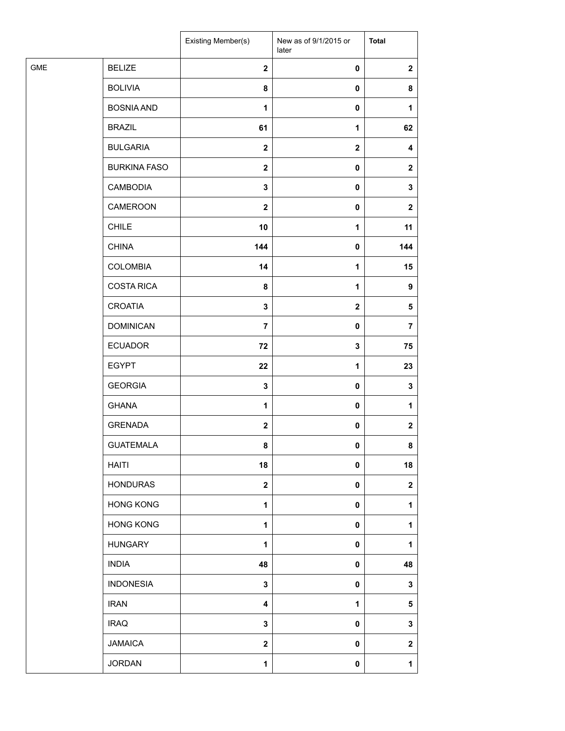| | | Existing Member(s) | New as of 9/1/2015 or later | **Total** |
|---|---|---|---|---|
| GME | BELIZE | **2** | **0** | **2** |
| | BOLIVIA | **8** | **0** | **8** |
| | BOSNIA AND | **1** | **0** | **1** |
| | BRAZIL | **61** | **1** | **62** |
| | BULGARIA | **2** | **2** | **4** |
| | BURKINA FASO | **2** | **0** | **2** |
| | CAMBODIA | **3** | **0** | **3** |
| | CAMEROON | **2** | **0** | **2** |
| | CHILE | **10** | **1** | **11** |
| | CHINA | **144** | **0** | **144** |
| | COLOMBIA | **14** | **1** | **15** |
| | COSTA RICA | **8** | **1** | **9** |
| | CROATIA | **3** | **2** | **5** |
| | DOMINICAN | **7** | **0** | **7** |
| | ECUADOR | **72** | **3** | **75** |
| | EGYPT | **22** | **1** | **23** |
| | GEORGIA | **3** | **0** | **3** |
| | GHANA | **1** | **0** | **1** |
| | GRENADA | **2** | **0** | **2** |
| | GUATEMALA | **8** | **0** | **8** |
| | HAITI | **18** | **0** | **18** |
| | HONDURAS | **2** | **0** | **2** |
| | HONG KONG | **1** | **0** | **1** |
| | HONG KONG | **1** | **0** | **1** |
| | HUNGARY | **1** | **0** | **1** |
| | INDIA | **48** | **0** | **48** |
| | INDONESIA | **3** | **0** | **3** |
| | IRAN | **4** | **1** | **5** |
| | IRAQ | **3** | **0** | **3** |
| | JAMAICA | **2** | **0** | **2** |
| | JORDAN | **1** | **0** | **1** |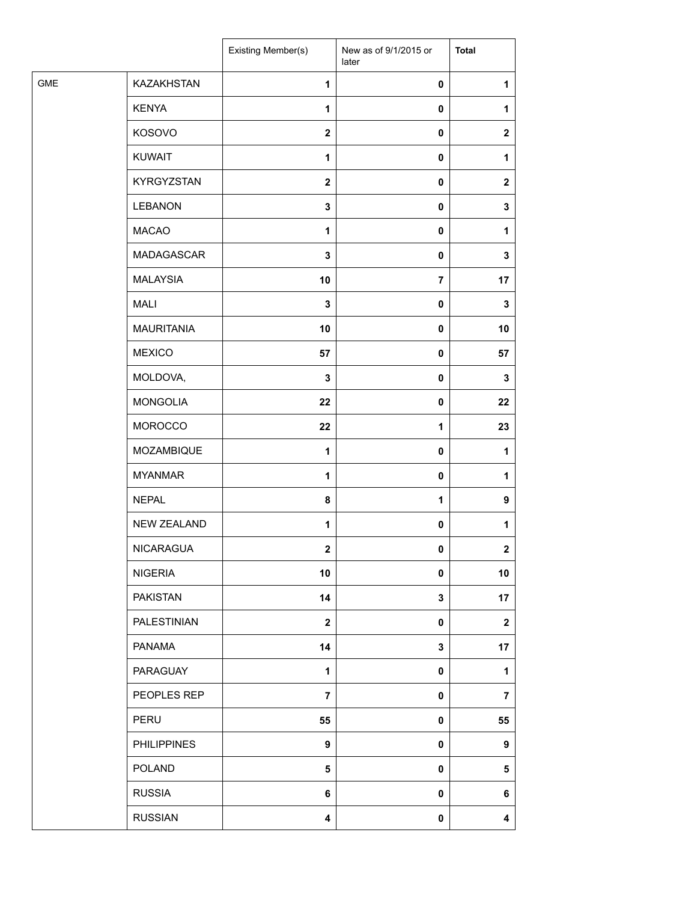| | | Existing Member(s) | New as of 9/1/2015 or later | **Total** |
|---|---|---|---|---|
| GME | KAZAKHSTAN | **1** | **0** | **1** |
| | KENYA | **1** | **0** | **1** |
| | KOSOVO | **2** | **0** | **2** |
| | KUWAIT | **1** | **0** | **1** |
| | KYRGYZSTAN | **2** | **0** | **2** |
| | LEBANON | **3** | **0** | **3** |
| | MACAO | **1** | **0** | **1** |
| | MADAGASCAR | **3** | **0** | **3** |
| | MALAYSIA | **10** | **7** | **17** |
| | MALI | **3** | **0** | **3** |
| | MAURITANIA | **10** | **0** | **10** |
| | MEXICO | **57** | **0** | **57** |
| | MOLDOVA, | **3** | **0** | **3** |
| | MONGOLIA | **22** | **0** | **22** |
| | MOROCCO | **22** | **1** | **23** |
| | MOZAMBIQUE | **1** | **0** | **1** |
| | MYANMAR | **1** | **0** | **1** |
| | NEPAL | **8** | **1** | **9** |
| | NEW ZEALAND | **1** | **0** | **1** |
| | NICARAGUA | **2** | **0** | **2** |
| | NIGERIA | **10** | **0** | **10** |
| | PAKISTAN | **14** | **3** | **17** |
| | PALESTINIAN | **2** | **0** | **2** |
| | PANAMA | **14** | **3** | **17** |
| | PARAGUAY | **1** | **0** | **1** |
| | PEOPLES REP | **7** | **0** | **7** |
| | PERU | **55** | **0** | **55** |
| | PHILIPPINES | **9** | **0** | **9** |
| | POLAND | **5** | **0** | **5** |
| | RUSSIA | **6** | **0** | **6** |
| | RUSSIAN | **4** | **0** | **4** |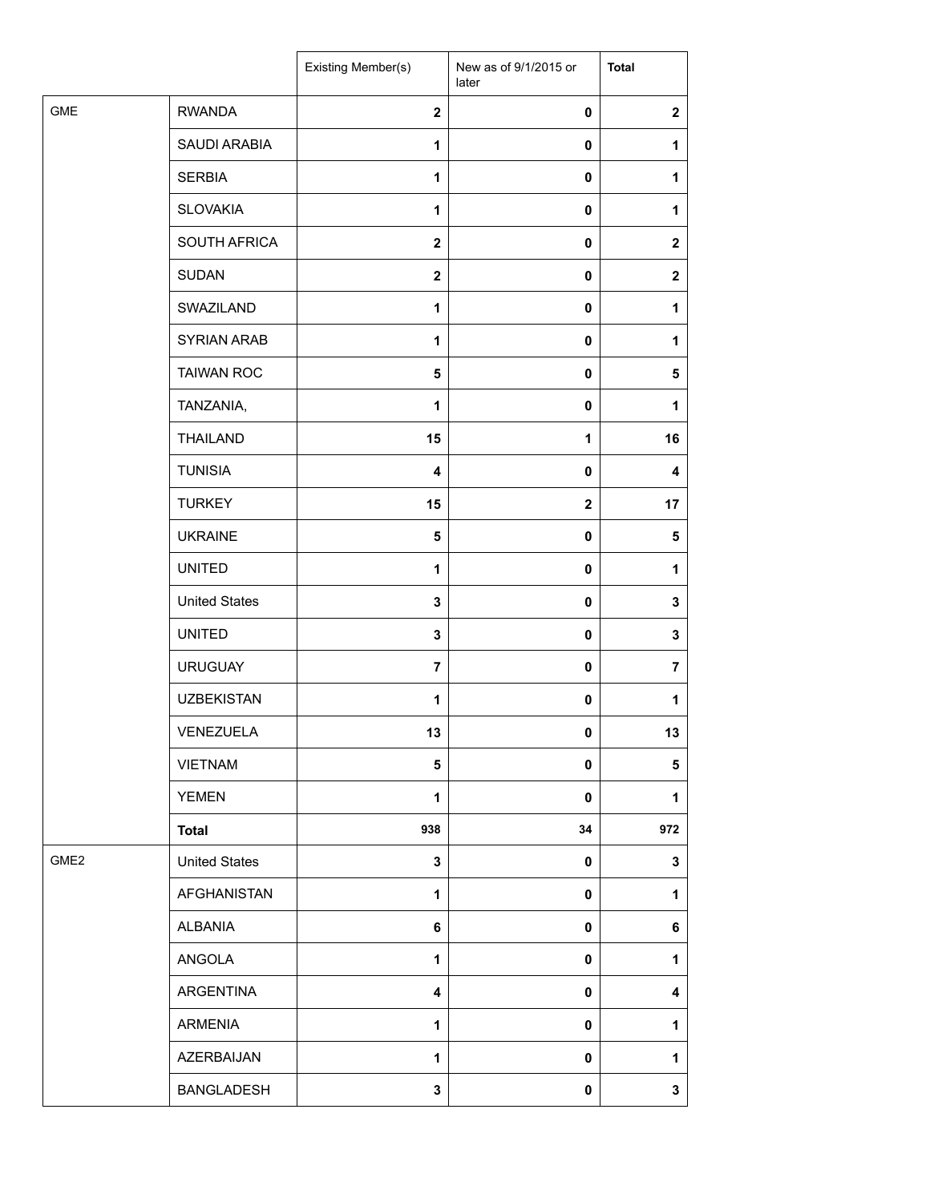| | | Existing Member(s) | New as of 9/1/2015 or later | Total |
|---|---|---|---|---|
| GME | RWANDA | 2 | 0 | 2 |
| | SAUDI ARABIA | 1 | 0 | 1 |
| | SERBIA | 1 | 0 | 1 |
| | SLOVAKIA | 1 | 0 | 1 |
| | SOUTH AFRICA | 2 | 0 | 2 |
| | SUDAN | 2 | 0 | 2 |
| | SWAZILAND | 1 | 0 | 1 |
| | SYRIAN ARAB | 1 | 0 | 1 |
| | TAIWAN ROC | 5 | 0 | 5 |
| | TANZANIA, | 1 | 0 | 1 |
| | THAILAND | 15 | 1 | 16 |
| | TUNISIA | 4 | 0 | 4 |
| | TURKEY | 15 | 2 | 17 |
| | UKRAINE | 5 | 0 | 5 |
| | UNITED | 1 | 0 | 1 |
| | United States | 3 | 0 | 3 |
| | UNITED | 3 | 0 | 3 |
| | URUGUAY | 7 | 0 | 7 |
| | UZBEKISTAN | 1 | 0 | 1 |
| | VENEZUELA | 13 | 0 | 13 |
| | VIETNAM | 5 | 0 | 5 |
| | YEMEN | 1 | 0 | 1 |
| | **Total** | 938 | 34 | 972 |
| GME2 | United States | 3 | 0 | 3 |
| | AFGHANISTAN | 1 | 0 | 1 |
| | ALBANIA | 6 | 0 | 6 |
| | ANGOLA | 1 | 0 | 1 |
| | ARGENTINA | 4 | 0 | 4 |
| | ARMENIA | 1 | 0 | 1 |
| | AZERBAIJAN | 1 | 0 | 1 |
| | BANGLADESH | 3 | 0 | 3 |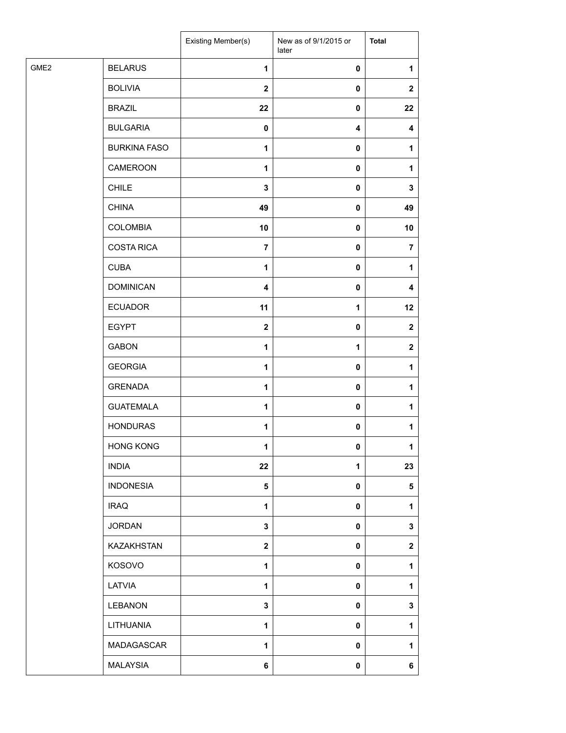| | | Existing Member(s) | New as of 9/1/2015 or later | **Total** |
|---|---|---|---|---|
| GME2 | BELARUS | **1** | **0** | **1** |
| | BOLIVIA | **2** | **0** | **2** |
| | BRAZIL | **22** | **0** | **22** |
| | BULGARIA | **0** | **4** | **4** |
| | BURKINA FASO | **1** | **0** | **1** |
| | CAMEROON | **1** | **0** | **1** |
| | CHILE | **3** | **0** | **3** |
| | CHINA | **49** | **0** | **49** |
| | COLOMBIA | **10** | **0** | **10** |
| | COSTA RICA | **7** | **0** | **7** |
| | CUBA | **1** | **0** | **1** |
| | DOMINICAN | **4** | **0** | **4** |
| | ECUADOR | **11** | **1** | **12** |
| | EGYPT | **2** | **0** | **2** |
| | GABON | **1** | **1** | **2** |
| | GEORGIA | **1** | **0** | **1** |
| | GRENADA | **1** | **0** | **1** |
| | GUATEMALA | **1** | **0** | **1** |
| | HONDURAS | **1** | **0** | **1** |
| | HONG KONG | **1** | **0** | **1** |
| | INDIA | **22** | **1** | **23** |
| | INDONESIA | **5** | **0** | **5** |
| | IRAQ | **1** | **0** | **1** |
| | JORDAN | **3** | **0** | **3** |
| | KAZAKHSTAN | **2** | **0** | **2** |
| | KOSOVO | **1** | **0** | **1** |
| | LATVIA | **1** | **0** | **1** |
| | LEBANON | **3** | **0** | **3** |
| | LITHUANIA | **1** | **0** | **1** |
| | MADAGASCAR | **1** | **0** | **1** |
| | MALAYSIA | **6** | **0** | **6** |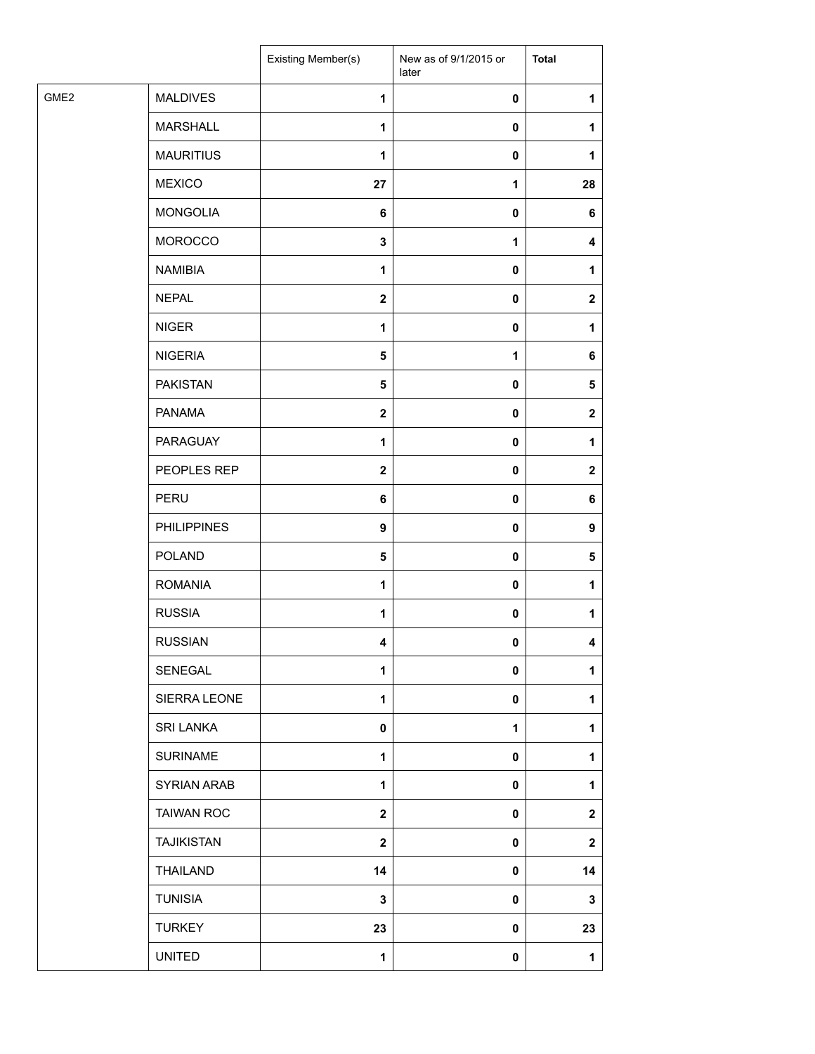| | | Existing Member(s) | New as of 9/1/2015 or later | **Total** |
|---|---|---|---|---|
| GME2 | MALDIVES | **1** | **0** | **1** |
| | MARSHALL | **1** | **0** | **1** |
| | MAURITIUS | **1** | **0** | **1** |
| | MEXICO | **27** | **1** | **28** |
| | MONGOLIA | **6** | **0** | **6** |
| | MOROCCO | **3** | **1** | **4** |
| | NAMIBIA | **1** | **0** | **1** |
| | NEPAL | **2** | **0** | **2** |
| | NIGER | **1** | **0** | **1** |
| | NIGERIA | **5** | **1** | **6** |
| | PAKISTAN | **5** | **0** | **5** |
| | PANAMA | **2** | **0** | **2** |
| | PARAGUAY | **1** | **0** | **1** |
| | PEOPLES REP | **2** | **0** | **2** |
| | PERU | **6** | **0** | **6** |
| | PHILIPPINES | **9** | **0** | **9** |
| | POLAND | **5** | **0** | **5** |
| | ROMANIA | **1** | **0** | **1** |
| | RUSSIA | **1** | **0** | **1** |
| | RUSSIAN | **4** | **0** | **4** |
| | SENEGAL | **1** | **0** | **1** |
| | SIERRA LEONE | **1** | **0** | **1** |
| | SRI LANKA | **0** | **1** | **1** |
| | SURINAME | **1** | **0** | **1** |
| | SYRIAN ARAB | **1** | **0** | **1** |
| | TAIWAN ROC | **2** | **0** | **2** |
| | TAJIKISTAN | **2** | **0** | **2** |
| | THAILAND | **14** | **0** | **14** |
| | TUNISIA | **3** | **0** | **3** |
| | TURKEY | **23** | **0** | **23** |
| | UNITED | **1** | **0** | **1** |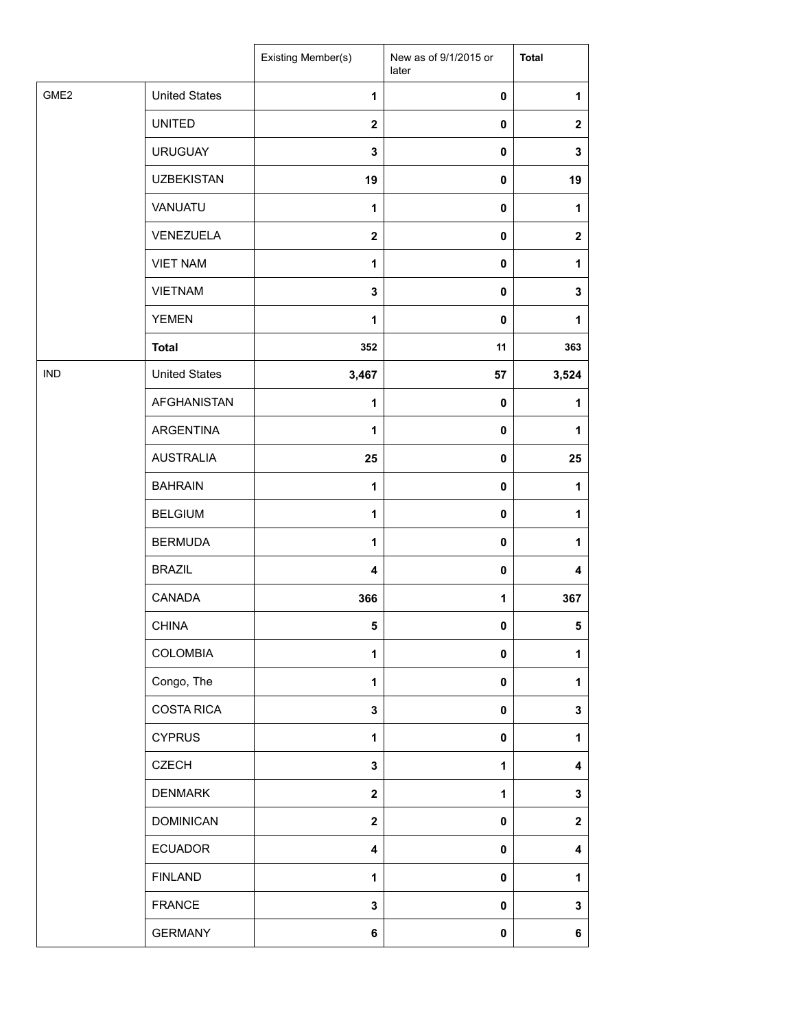| | | Existing Member(s) | New as of 9/1/2015 or later | Total |
|---|---|---|---|---|
| GME2 | United States | 1 | 0 | 1 |
| | UNITED | 2 | 0 | 2 |
| | URUGUAY | 3 | 0 | 3 |
| | UZBEKISTAN | 19 | 0 | 19 |
| | VANUATU | 1 | 0 | 1 |
| | VENEZUELA | 2 | 0 | 2 |
| | VIET NAM | 1 | 0 | 1 |
| | VIETNAM | 3 | 0 | 3 |
| | YEMEN | 1 | 0 | 1 |
| | **Total** | 352 | 11 | 363 |
| IND | United States | 3,467 | 57 | 3,524 |
| | AFGHANISTAN | 1 | 0 | 1 |
| | ARGENTINA | 1 | 0 | 1 |
| | AUSTRALIA | 25 | 0 | 25 |
| | BAHRAIN | 1 | 0 | 1 |
| | BELGIUM | 1 | 0 | 1 |
| | BERMUDA | 1 | 0 | 1 |
| | BRAZIL | 4 | 0 | 4 |
| | CANADA | 366 | 1 | 367 |
| | CHINA | 5 | 0 | 5 |
| | COLOMBIA | 1 | 0 | 1 |
| | Congo, The | 1 | 0 | 1 |
| | COSTA RICA | 3 | 0 | 3 |
| | CYPRUS | 1 | 0 | 1 |
| | CZECH | 3 | 1 | 4 |
| | DENMARK | 2 | 1 | 3 |
| | DOMINICAN | 2 | 0 | 2 |
| | ECUADOR | 4 | 0 | 4 |
| | FINLAND | 1 | 0 | 1 |
| | FRANCE | 3 | 0 | 3 |
| | GERMANY | 6 | 0 | 6 |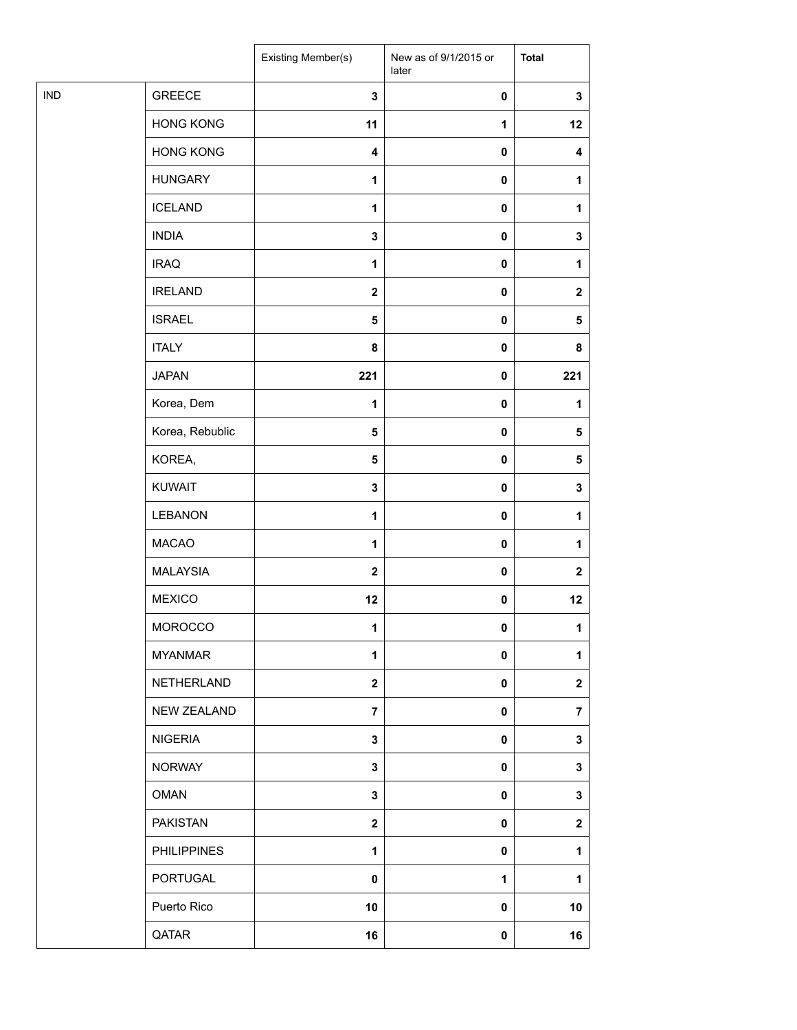| | | Existing Member(s) | New as of 9/1/2015 or later | **Total** |
|---|---|---|---|---|
| IND | GREECE | **3** | **0** | **3** |
| | HONG KONG | **11** | **1** | **12** |
| | HONG KONG | **4** | **0** | **4** |
| | HUNGARY | **1** | **0** | **1** |
| | ICELAND | **1** | **0** | **1** |
| | INDIA | **3** | **0** | **3** |
| | IRAQ | **1** | **0** | **1** |
| | IRELAND | **2** | **0** | **2** |
| | ISRAEL | **5** | **0** | **5** |
| | ITALY | **8** | **0** | **8** |
| | JAPAN | **221** | **0** | **221** |
| | Korea, Dem | **1** | **0** | **1** |
| | Korea, Rebublic | **5** | **0** | **5** |
| | KOREA, | **5** | **0** | **5** |
| | KUWAIT | **3** | **0** | **3** |
| | LEBANON | **1** | **0** | **1** |
| | MACAO | **1** | **0** | **1** |
| | MALAYSIA | **2** | **0** | **2** |
| | MEXICO | **12** | **0** | **12** |
| | MOROCCO | **1** | **0** | **1** |
| | MYANMAR | **1** | **0** | **1** |
| | NETHERLAND | **2** | **0** | **2** |
| | NEW ZEALAND | **7** | **0** | **7** |
| | NIGERIA | **3** | **0** | **3** |
| | NORWAY | **3** | **0** | **3** |
| | OMAN | **3** | **0** | **3** |
| | PAKISTAN | **2** | **0** | **2** |
| | PHILIPPINES | **1** | **0** | **1** |
| | PORTUGAL | **0** | **1** | **1** |
| | Puerto Rico | **10** | **0** | **10** |
| | QATAR | **16** | **0** | **16** |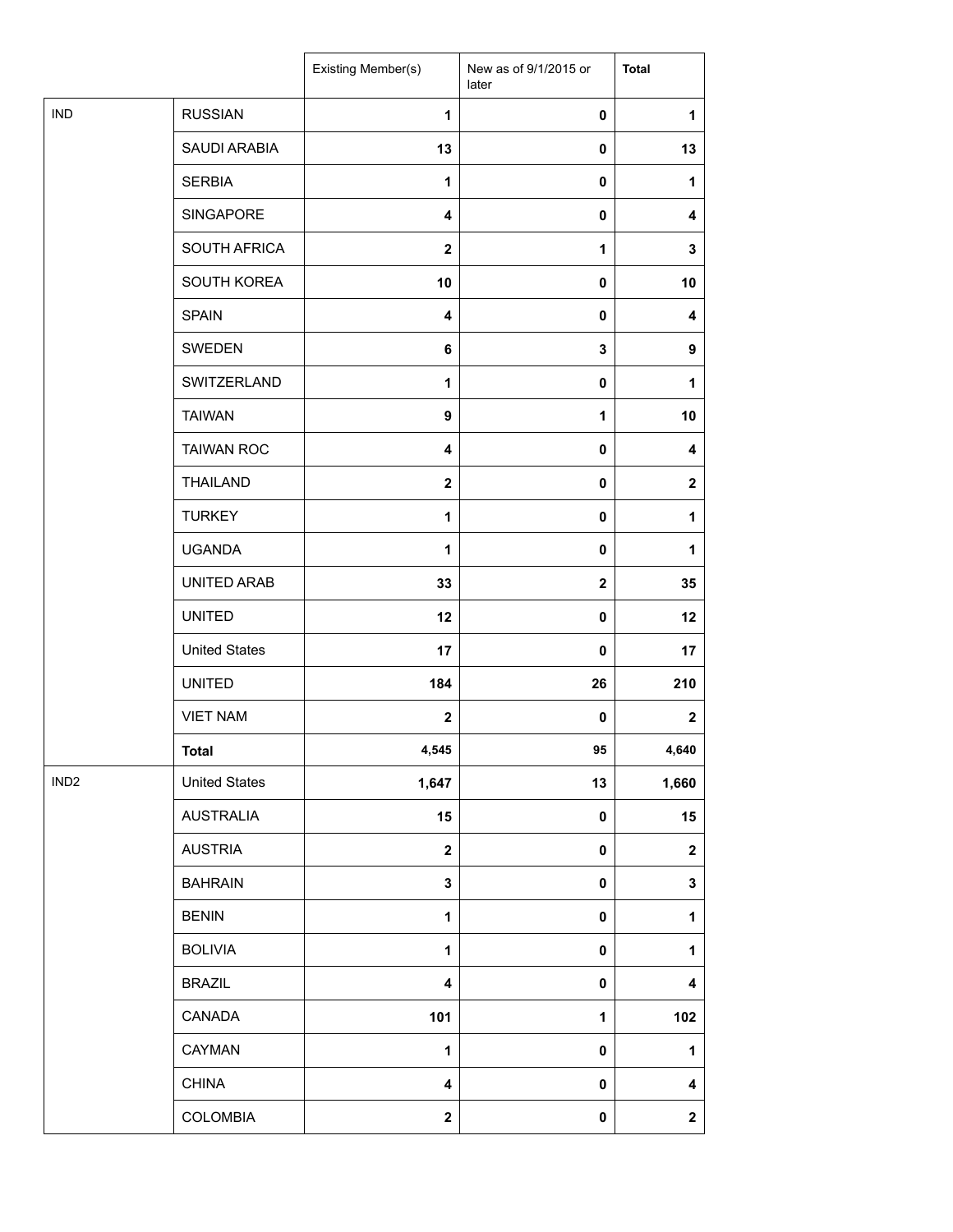| | | Existing Member(s) | New as of 9/1/2015 or later | **Total** |
|---|---|---|---|---|
| IND | RUSSIAN | **1** | **0** | **1** |
| | SAUDI ARABIA | **13** | **0** | **13** |
| | SERBIA | **1** | **0** | **1** |
| | SINGAPORE | **4** | **0** | **4** |
| | SOUTH AFRICA | **2** | **1** | **3** |
| | SOUTH KOREA | **10** | **0** | **10** |
| | SPAIN | **4** | **0** | **4** |
| | SWEDEN | **6** | **3** | **9** |
| | SWITZERLAND | **1** | **0** | **1** |
| | TAIWAN | **9** | **1** | **10** |
| | TAIWAN ROC | **4** | **0** | **4** |
| | THAILAND | **2** | **0** | **2** |
| | TURKEY | **1** | **0** | **1** |
| | UGANDA | **1** | **0** | **1** |
| | UNITED ARAB | **33** | **2** | **35** |
| | UNITED | **12** | **0** | **12** |
| | United States | **17** | **0** | **17** |
| | UNITED | **184** | **26** | **210** |
| | VIET NAM | **2** | **0** | **2** |
| | **Total** | **4,545** | **95** | **4,640** |
| IND2 | United States | **1,647** | **13** | **1,660** |
| | AUSTRALIA | **15** | **0** | **15** |
| | AUSTRIA | **2** | **0** | **2** |
| | BAHRAIN | **3** | **0** | **3** |
| | BENIN | **1** | **0** | **1** |
| | BOLIVIA | **1** | **0** | **1** |
| | BRAZIL | **4** | **0** | **4** |
| | CANADA | **101** | **1** | **102** |
| | CAYMAN | **1** | **0** | **1** |
| | CHINA | **4** | **0** | **4** |
| | COLOMBIA | **2** | **0** | **2** |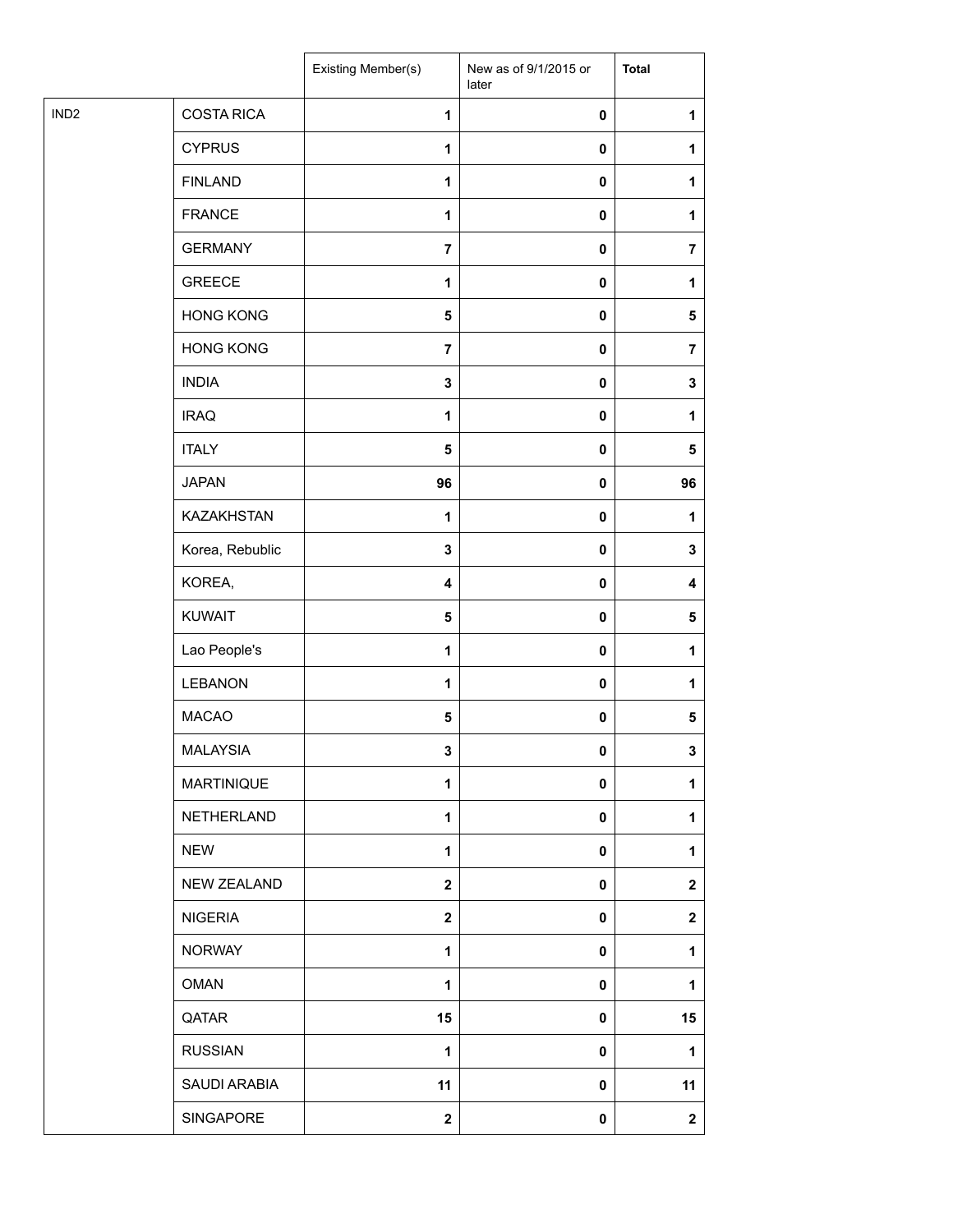| | | Existing Member(s) | New as of 9/1/2015 or later | **Total** |
|---|---|---|---|---|
| IND2 | COSTA RICA | **1** | **0** | **1** |
| | CYPRUS | **1** | **0** | **1** |
| | FINLAND | **1** | **0** | **1** |
| | FRANCE | **1** | **0** | **1** |
| | GERMANY | **7** | **0** | **7** |
| | GREECE | **1** | **0** | **1** |
| | HONG KONG | **5** | **0** | **5** |
| | HONG KONG | **7** | **0** | **7** |
| | INDIA | **3** | **0** | **3** |
| | IRAQ | **1** | **0** | **1** |
| | ITALY | **5** | **0** | **5** |
| | JAPAN | **96** | **0** | **96** |
| | KAZAKHSTAN | **1** | **0** | **1** |
| | Korea, Rebublic | **3** | **0** | **3** |
| | KOREA, | **4** | **0** | **4** |
| | KUWAIT | **5** | **0** | **5** |
| | Lao People's | **1** | **0** | **1** |
| | LEBANON | **1** | **0** | **1** |
| | MACAO | **5** | **0** | **5** |
| | MALAYSIA | **3** | **0** | **3** |
| | MARTINIQUE | **1** | **0** | **1** |
| | NETHERLAND | **1** | **0** | **1** |
| | NEW | **1** | **0** | **1** |
| | NEW ZEALAND | **2** | **0** | **2** |
| | NIGERIA | **2** | **0** | **2** |
| | NORWAY | **1** | **0** | **1** |
| | OMAN | **1** | **0** | **1** |
| | QATAR | **15** | **0** | **15** |
| | RUSSIAN | **1** | **0** | **1** |
| | SAUDI ARABIA | **11** | **0** | **11** |
| | SINGAPORE | **2** | **0** | **2** |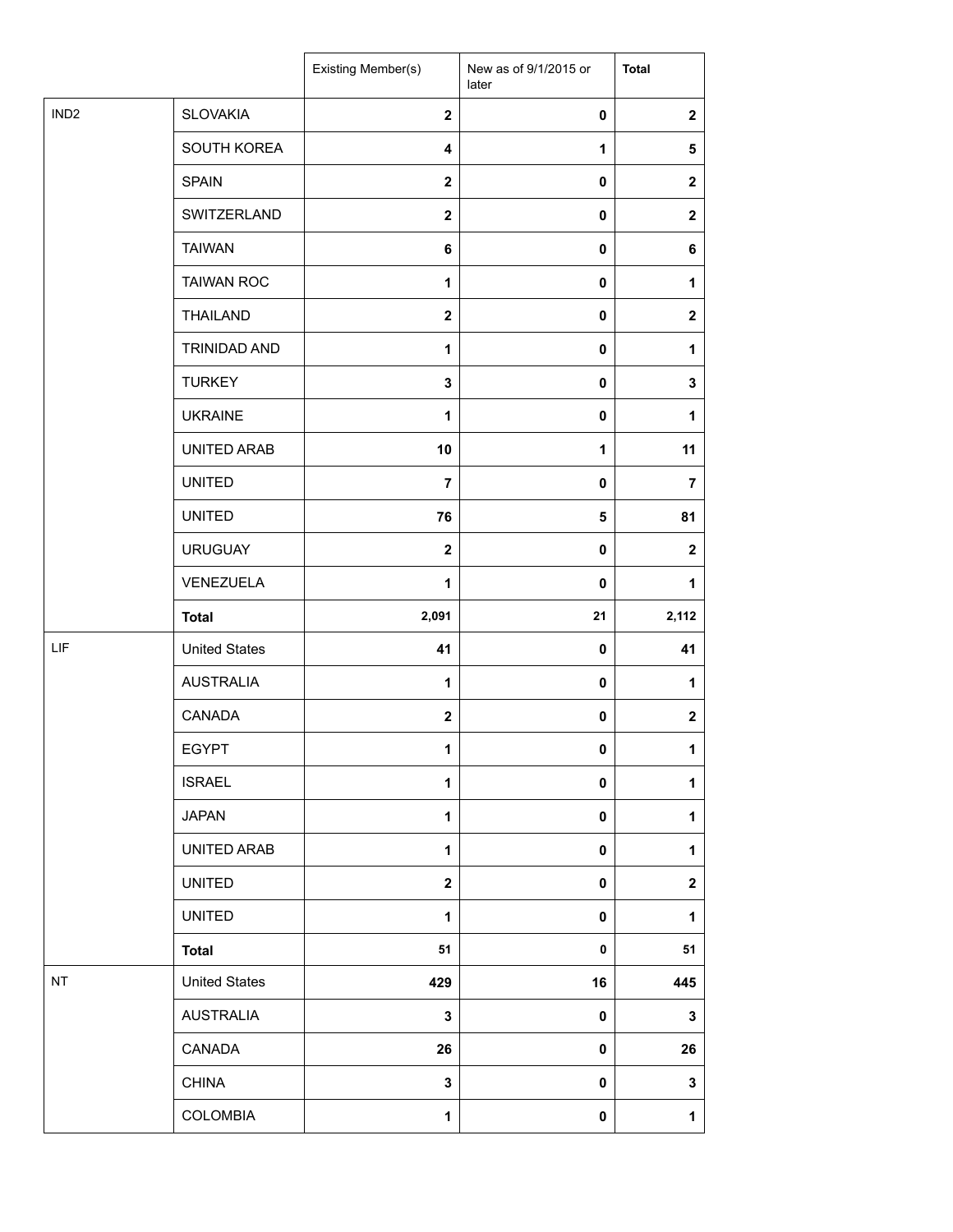| | | Existing Member(s) | New as of 9/1/2015 or later | Total |
|---|---|---|---|---|
| IND2 | SLOVAKIA | 2 | 0 | 2 |
| | SOUTH KOREA | 4 | 1 | 5 |
| | SPAIN | 2 | 0 | 2 |
| | SWITZERLAND | 2 | 0 | 2 |
| | TAIWAN | 6 | 0 | 6 |
| | TAIWAN ROC | 1 | 0 | 1 |
| | THAILAND | 2 | 0 | 2 |
| | TRINIDAD AND | 1 | 0 | 1 |
| | TURKEY | 3 | 0 | 3 |
| | UKRAINE | 1 | 0 | 1 |
| | UNITED ARAB | 10 | 1 | 11 |
| | UNITED | 7 | 0 | 7 |
| | UNITED | 76 | 5 | 81 |
| | URUGUAY | 2 | 0 | 2 |
| | VENEZUELA | 1 | 0 | 1 |
| | **Total** | 2,091 | 21 | 2,112 |
| LIF | United States | 41 | 0 | 41 |
| | AUSTRALIA | 1 | 0 | 1 |
| | CANADA | 2 | 0 | 2 |
| | EGYPT | 1 | 0 | 1 |
| | ISRAEL | 1 | 0 | 1 |
| | JAPAN | 1 | 0 | 1 |
| | UNITED ARAB | 1 | 0 | 1 |
| | UNITED | 2 | 0 | 2 |
| | UNITED | 1 | 0 | 1 |
| | **Total** | 51 | 0 | 51 |
| NT | United States | 429 | 16 | 445 |
| | AUSTRALIA | 3 | 0 | 3 |
| | CANADA | 26 | 0 | 26 |
| | CHINA | 3 | 0 | 3 |
| | COLOMBIA | 1 | 0 | 1 |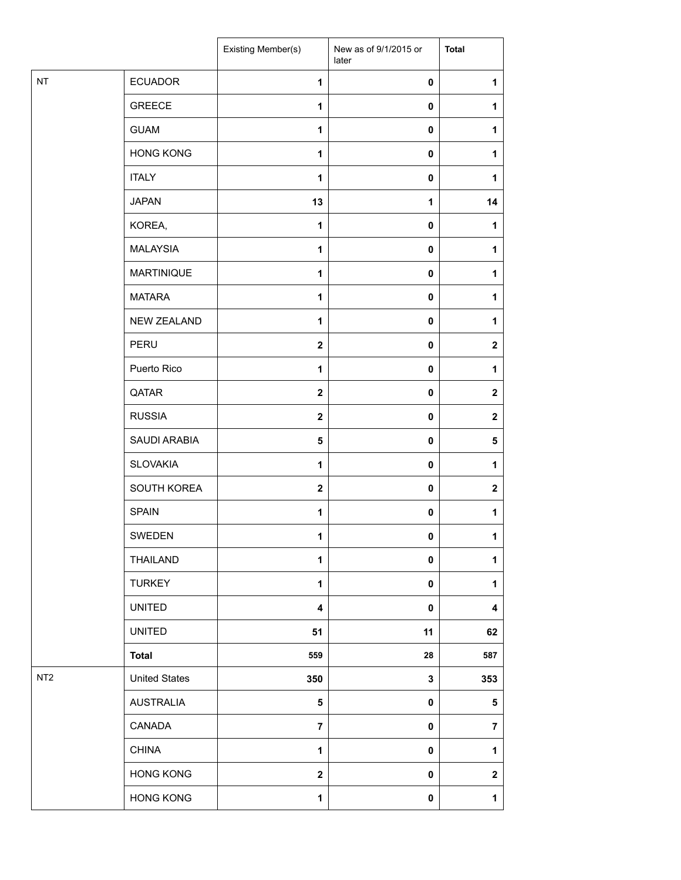| | | Existing Member(s) | New as of 9/1/2015 or later | **Total** |
|---|---|---|---|---|
| NT | ECUADOR | **1** | **0** | **1** |
| | GREECE | **1** | **0** | **1** |
| | GUAM | **1** | **0** | **1** |
| | HONG KONG | **1** | **0** | **1** |
| | ITALY | **1** | **0** | **1** |
| | JAPAN | **13** | **1** | **14** |
| | KOREA, | **1** | **0** | **1** |
| | MALAYSIA | **1** | **0** | **1** |
| | MARTINIQUE | **1** | **0** | **1** |
| | MATARA | **1** | **0** | **1** |
| | NEW ZEALAND | **1** | **0** | **1** |
| | PERU | **2** | **0** | **2** |
| | Puerto Rico | **1** | **0** | **1** |
| | QATAR | **2** | **0** | **2** |
| | RUSSIA | **2** | **0** | **2** |
| | SAUDI ARABIA | **5** | **0** | **5** |
| | SLOVAKIA | **1** | **0** | **1** |
| | SOUTH KOREA | **2** | **0** | **2** |
| | SPAIN | **1** | **0** | **1** |
| | SWEDEN | **1** | **0** | **1** |
| | THAILAND | **1** | **0** | **1** |
| | TURKEY | **1** | **0** | **1** |
| | UNITED | **4** | **0** | **4** |
| | UNITED | **51** | **11** | **62** |
| | **Total** | **559** | **28** | **587** |
| NT2 | United States | **350** | **3** | **353** |
| | AUSTRALIA | **5** | **0** | **5** |
| | CANADA | **7** | **0** | **7** |
| | CHINA | **1** | **0** | **1** |
| | HONG KONG | **2** | **0** | **2** |
| | HONG KONG | **1** | **0** | **1** |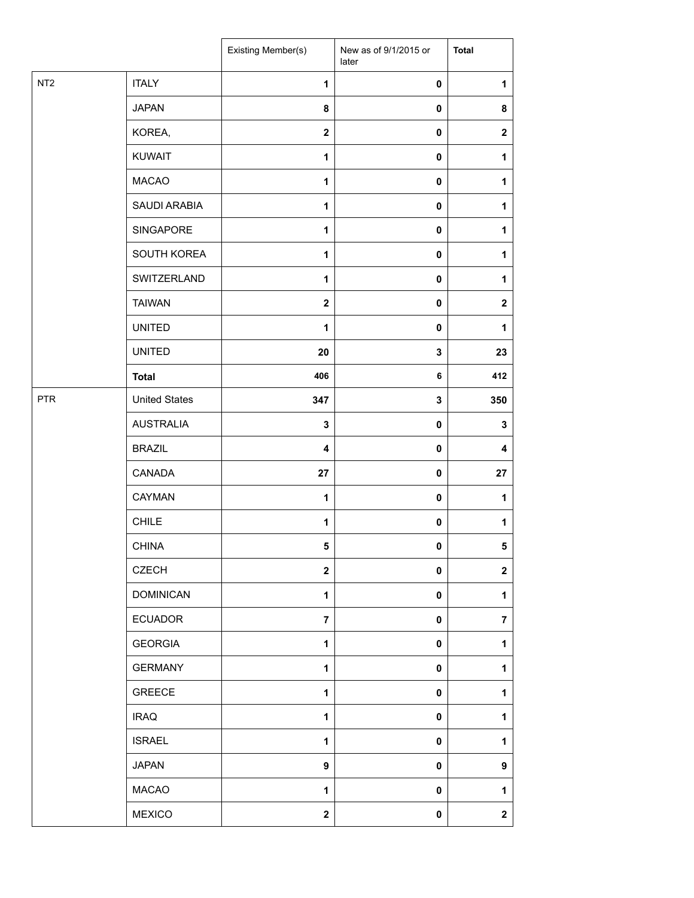| | | Existing Member(s) | New as of 9/1/2015 or later | **Total** |
|---|---|---|---|---|
| NT2 | ITALY | **1** | **0** | **1** |
| | JAPAN | **8** | **0** | **8** |
| | KOREA, | **2** | **0** | **2** |
| | KUWAIT | **1** | **0** | **1** |
| | MACAO | **1** | **0** | **1** |
| | SAUDI ARABIA | **1** | **0** | **1** |
| | SINGAPORE | **1** | **0** | **1** |
| | SOUTH KOREA | **1** | **0** | **1** |
| | SWITZERLAND | **1** | **0** | **1** |
| | TAIWAN | **2** | **0** | **2** |
| | UNITED | **1** | **0** | **1** |
| | UNITED | **20** | **3** | **23** |
| | **Total** | **406** | **6** | **412** |
| PTR | United States | **347** | **3** | **350** |
| | AUSTRALIA | **3** | **0** | **3** |
| | BRAZIL | **4** | **0** | **4** |
| | CANADA | **27** | **0** | **27** |
| | CAYMAN | **1** | **0** | **1** |
| | CHILE | **1** | **0** | **1** |
| | CHINA | **5** | **0** | **5** |
| | CZECH | **2** | **0** | **2** |
| | DOMINICAN | **1** | **0** | **1** |
| | ECUADOR | **7** | **0** | **7** |
| | GEORGIA | **1** | **0** | **1** |
| | GERMANY | **1** | **0** | **1** |
| | GREECE | **1** | **0** | **1** |
| | IRAQ | **1** | **0** | **1** |
| | ISRAEL | **1** | **0** | **1** |
| | JAPAN | **9** | **0** | **9** |
| | MACAO | **1** | **0** | **1** |
| | MEXICO | **2** | **0** | **2** |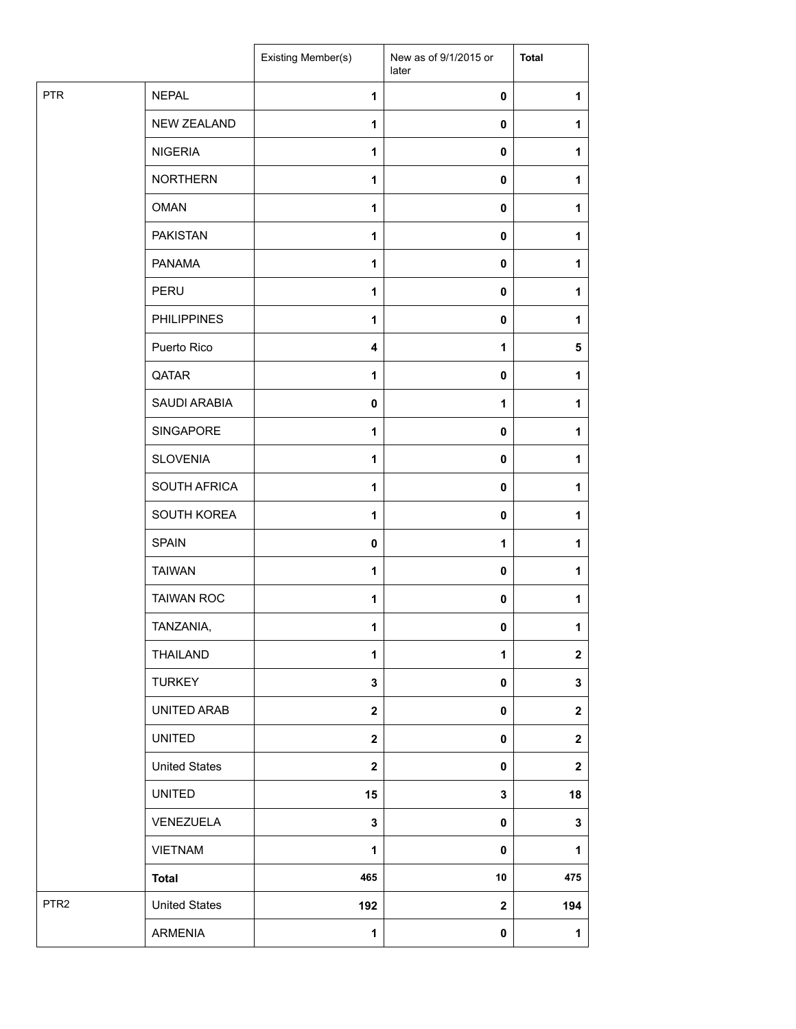| | | Existing Member(s) | New as of 9/1/2015 or later | Total |
|---|---|---|---|---|
| PTR | NEPAL | 1 | 0 | 1 |
| | NEW ZEALAND | 1 | 0 | 1 |
| | NIGERIA | 1 | 0 | 1 |
| | NORTHERN | 1 | 0 | 1 |
| | OMAN | 1 | 0 | 1 |
| | PAKISTAN | 1 | 0 | 1 |
| | PANAMA | 1 | 0 | 1 |
| | PERU | 1 | 0 | 1 |
| | PHILIPPINES | 1 | 0 | 1 |
| | Puerto Rico | 4 | 1 | 5 |
| | QATAR | 1 | 0 | 1 |
| | SAUDI ARABIA | 0 | 1 | 1 |
| | SINGAPORE | 1 | 0 | 1 |
| | SLOVENIA | 1 | 0 | 1 |
| | SOUTH AFRICA | 1 | 0 | 1 |
| | SOUTH KOREA | 1 | 0 | 1 |
| | SPAIN | 0 | 1 | 1 |
| | TAIWAN | 1 | 0 | 1 |
| | TAIWAN ROC | 1 | 0 | 1 |
| | TANZANIA, | 1 | 0 | 1 |
| | THAILAND | 1 | 1 | 2 |
| | TURKEY | 3 | 0 | 3 |
| | UNITED ARAB | 2 | 0 | 2 |
| | UNITED | 2 | 0 | 2 |
| | United States | 2 | 0 | 2 |
| | UNITED | 15 | 3 | 18 |
| | VENEZUELA | 3 | 0 | 3 |
| | VIETNAM | 1 | 0 | 1 |
| | **Total** | 465 | 10 | 475 |
| PTR2 | United States | 192 | 2 | 194 |
| | ARMENIA | 1 | 0 | 1 |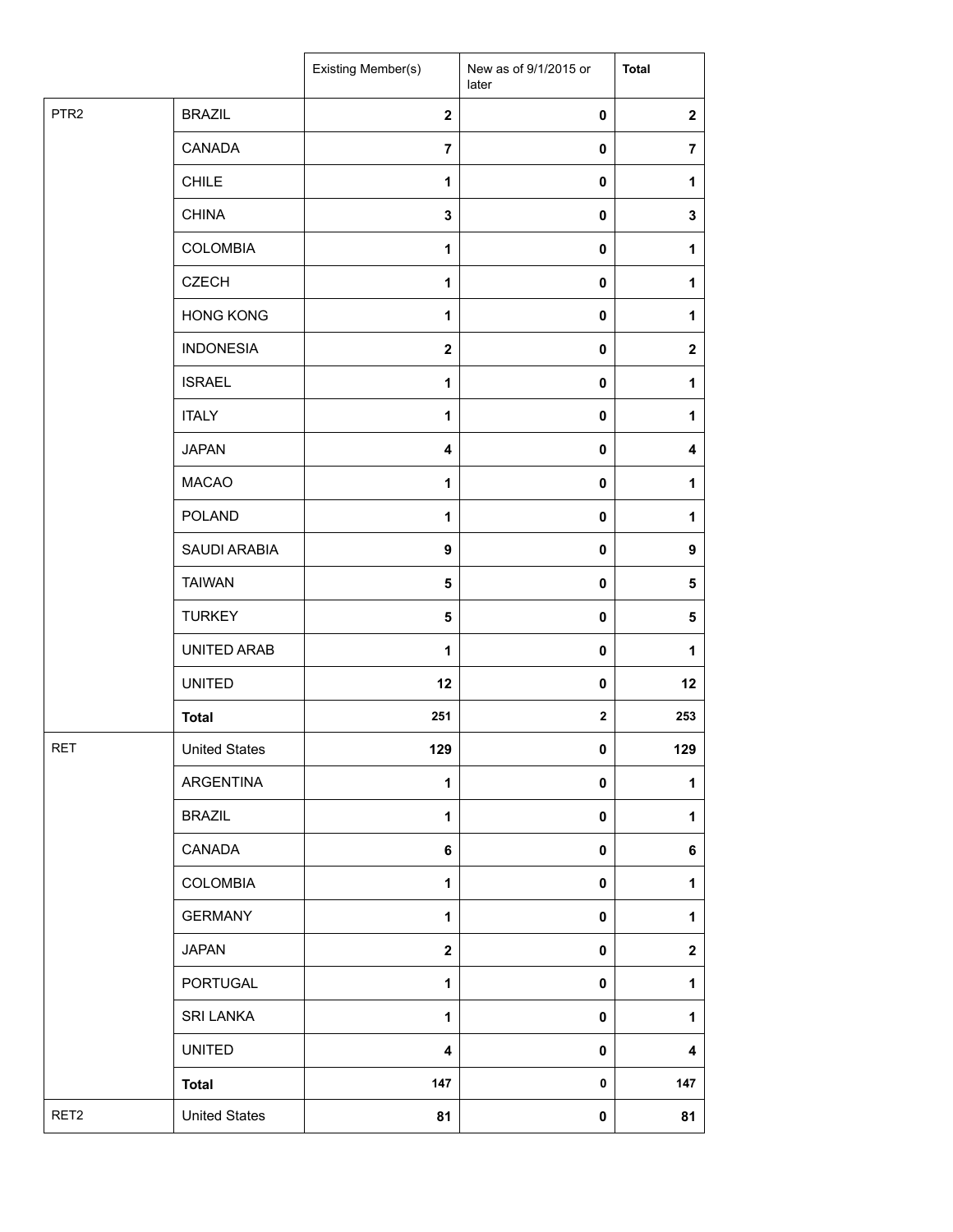| | | Existing Member(s) | New as of 9/1/2015 or later | **Total** |
|---|---|---|---|---|
| PTR2 | BRAZIL | **2** | **0** | **2** |
| | CANADA | **7** | **0** | **7** |
| | CHILE | **1** | **0** | **1** |
| | CHINA | **3** | **0** | **3** |
| | COLOMBIA | **1** | **0** | **1** |
| | CZECH | **1** | **0** | **1** |
| | HONG KONG | **1** | **0** | **1** |
| | INDONESIA | **2** | **0** | **2** |
| | ISRAEL | **1** | **0** | **1** |
| | ITALY | **1** | **0** | **1** |
| | JAPAN | **4** | **0** | **4** |
| | MACAO | **1** | **0** | **1** |
| | POLAND | **1** | **0** | **1** |
| | SAUDI ARABIA | **9** | **0** | **9** |
| | TAIWAN | **5** | **0** | **5** |
| | TURKEY | **5** | **0** | **5** |
| | UNITED ARAB | **1** | **0** | **1** |
| | UNITED | **12** | **0** | **12** |
| | **Total** | **251** | **2** | **253** |
| RET | United States | **129** | **0** | **129** |
| | ARGENTINA | **1** | **0** | **1** |
| | BRAZIL | **1** | **0** | **1** |
| | CANADA | **6** | **0** | **6** |
| | COLOMBIA | **1** | **0** | **1** |
| | GERMANY | **1** | **0** | **1** |
| | JAPAN | **2** | **0** | **2** |
| | PORTUGAL | **1** | **0** | **1** |
| | SRI LANKA | **1** | **0** | **1** |
| | UNITED | **4** | **0** | **4** |
| | **Total** | **147** | **0** | **147** |
| RET2 | United States | **81** | **0** | **81** |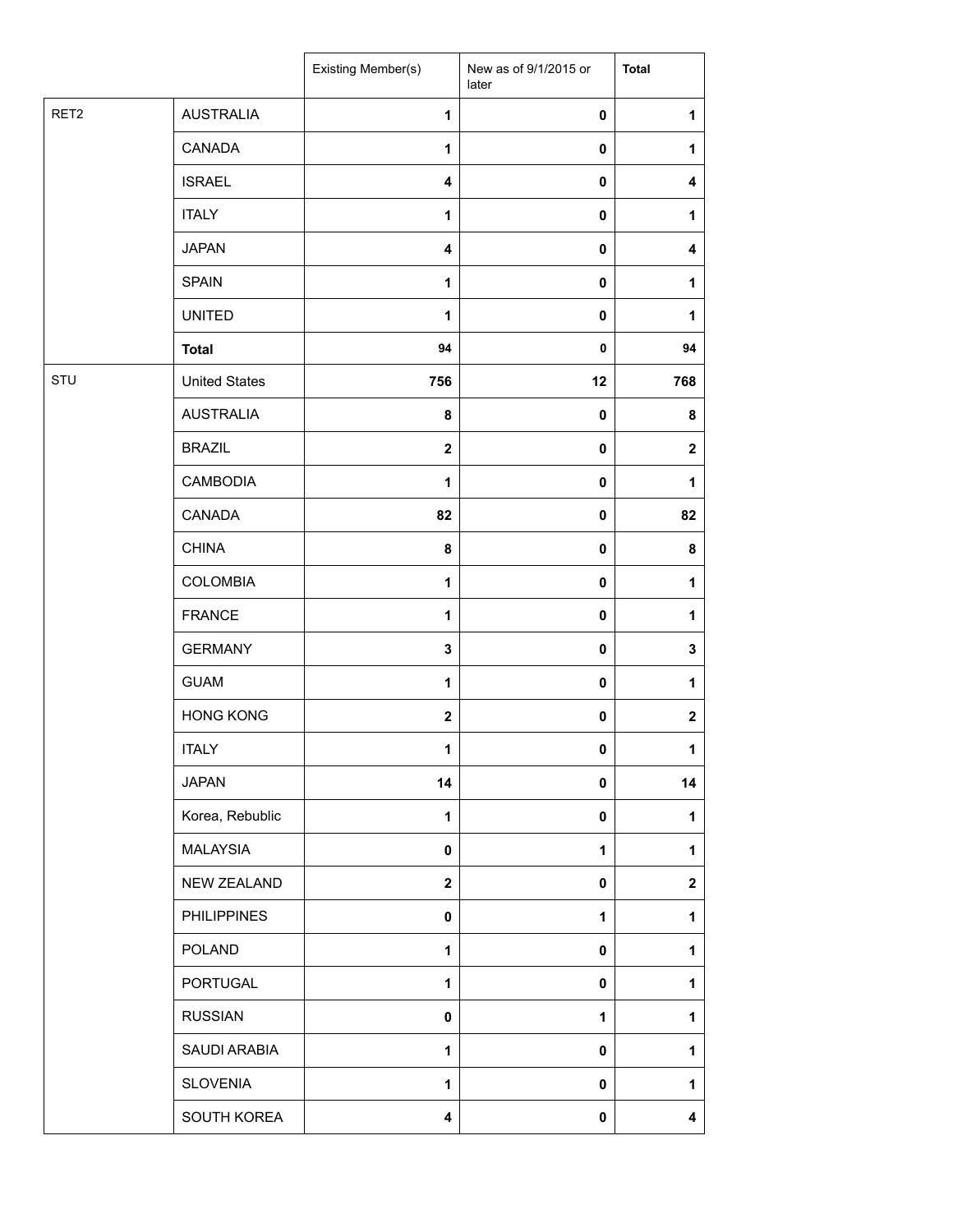| | | Existing Member(s) | New as of 9/1/2015 or later | **Total** |
|---|---|---|---|---|
| RET2 | AUSTRALIA | **1** | **0** | **1** |
| | CANADA | **1** | **0** | **1** |
| | ISRAEL | **4** | **0** | **4** |
| | ITALY | **1** | **0** | **1** |
| | JAPAN | **4** | **0** | **4** |
| | SPAIN | **1** | **0** | **1** |
| | UNITED | **1** | **0** | **1** |
| | **Total** | **94** | **0** | **94** |
| STU | United States | **756** | **12** | **768** |
| | AUSTRALIA | **8** | **0** | **8** |
| | BRAZIL | **2** | **0** | **2** |
| | CAMBODIA | **1** | **0** | **1** |
| | CANADA | **82** | **0** | **82** |
| | CHINA | **8** | **0** | **8** |
| | COLOMBIA | **1** | **0** | **1** |
| | FRANCE | **1** | **0** | **1** |
| | GERMANY | **3** | **0** | **3** |
| | GUAM | **1** | **0** | **1** |
| | HONG KONG | **2** | **0** | **2** |
| | ITALY | **1** | **0** | **1** |
| | JAPAN | **14** | **0** | **14** |
| | Korea, Rebublic | **1** | **0** | **1** |
| | MALAYSIA | **0** | **1** | **1** |
| | NEW ZEALAND | **2** | **0** | **2** |
| | PHILIPPINES | **0** | **1** | **1** |
| | POLAND | **1** | **0** | **1** |
| | PORTUGAL | **1** | **0** | **1** |
| | RUSSIAN | **0** | **1** | **1** |
| | SAUDI ARABIA | **1** | **0** | **1** |
| | SLOVENIA | **1** | **0** | **1** |
| | SOUTH KOREA | **4** | **0** | **4** |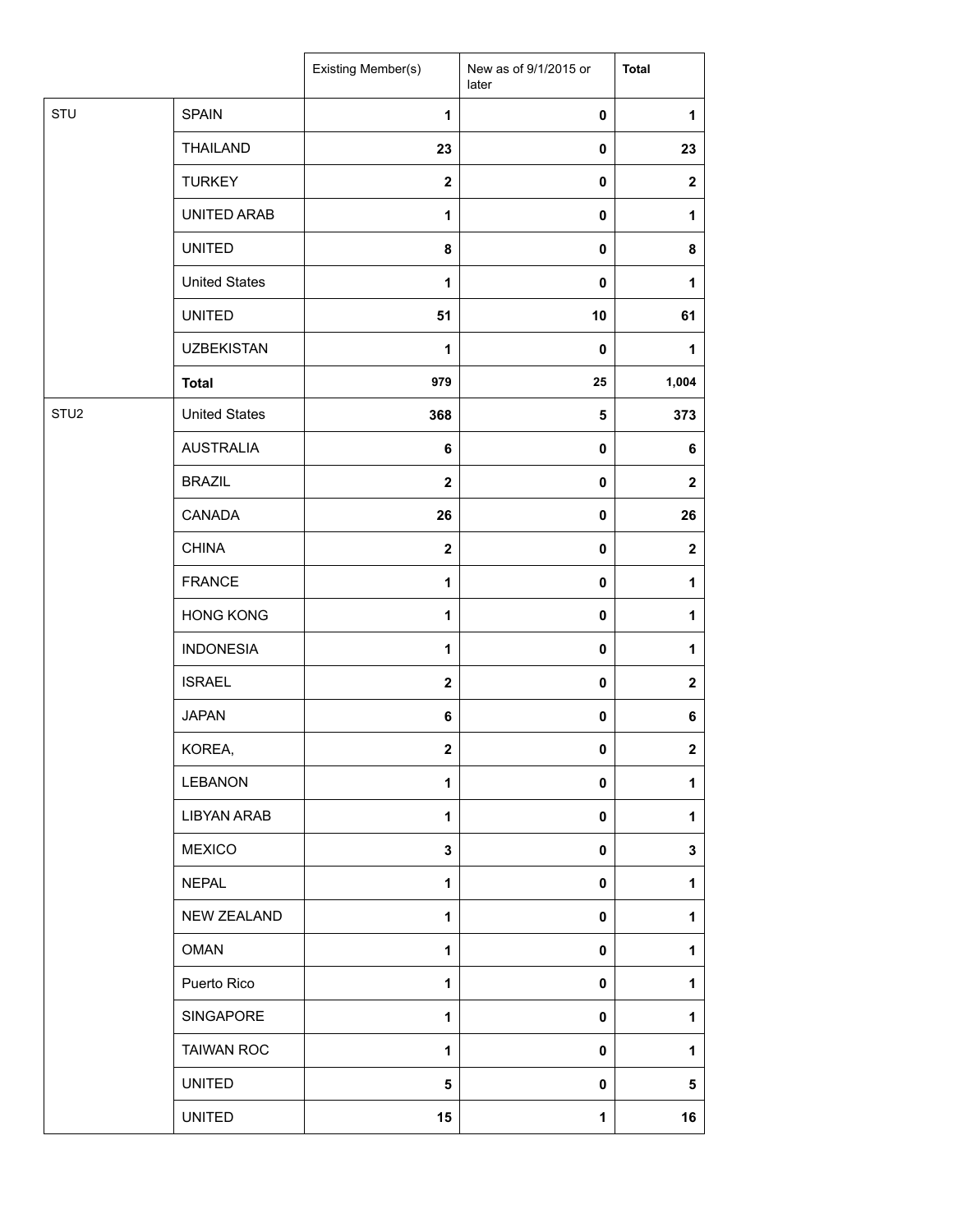| | | Existing Member(s) | New as of 9/1/2015 or later | **Total** |
|---|---|---|---|---|
| STU | SPAIN | **1** | **0** | **1** |
| | THAILAND | **23** | **0** | **23** |
| | TURKEY | **2** | **0** | **2** |
| | UNITED ARAB | **1** | **0** | **1** |
| | UNITED | **8** | **0** | **8** |
| | United States | **1** | **0** | **1** |
| | UNITED | **51** | **10** | **61** |
| | UZBEKISTAN | **1** | **0** | **1** |
| | **Total** | **979** | **25** | **1,004** |
| STU2 | United States | **368** | **5** | **373** |
| | AUSTRALIA | **6** | **0** | **6** |
| | BRAZIL | **2** | **0** | **2** |
| | CANADA | **26** | **0** | **26** |
| | CHINA | **2** | **0** | **2** |
| | FRANCE | **1** | **0** | **1** |
| | HONG KONG | **1** | **0** | **1** |
| | INDONESIA | **1** | **0** | **1** |
| | ISRAEL | **2** | **0** | **2** |
| | JAPAN | **6** | **0** | **6** |
| | KOREA, | **2** | **0** | **2** |
| | LEBANON | **1** | **0** | **1** |
| | LIBYAN ARAB | **1** | **0** | **1** |
| | MEXICO | **3** | **0** | **3** |
| | NEPAL | **1** | **0** | **1** |
| | NEW ZEALAND | **1** | **0** | **1** |
| | OMAN | **1** | **0** | **1** |
| | Puerto Rico | **1** | **0** | **1** |
| | SINGAPORE | **1** | **0** | **1** |
| | TAIWAN ROC | **1** | **0** | **1** |
| | UNITED | **5** | **0** | **5** |
| | UNITED | **15** | **1** | **16** |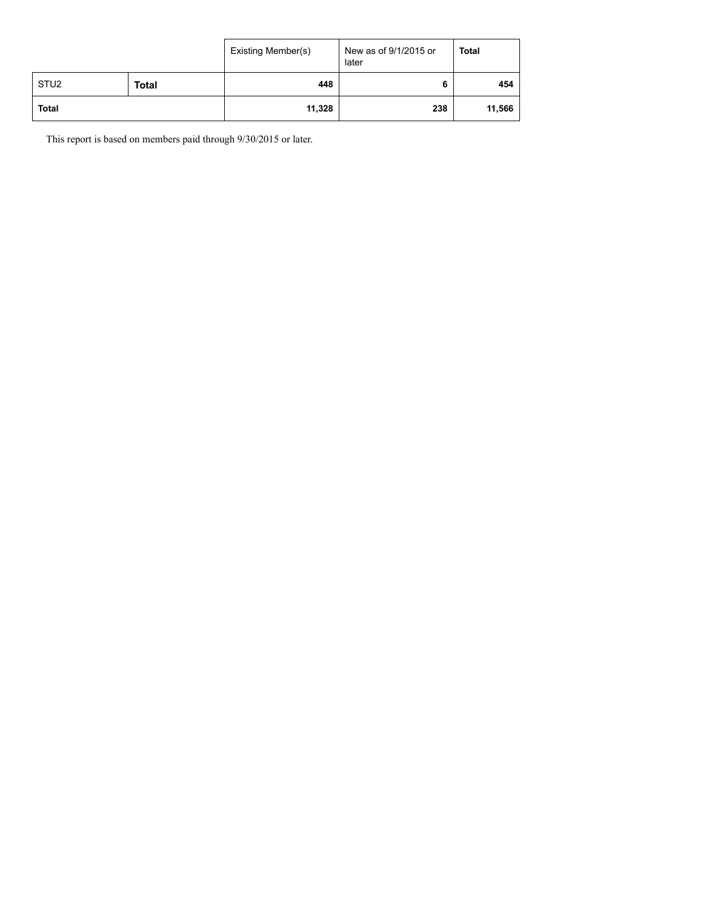| | | Existing Member(s) | New as of 9/1/2015 or later | **Total** |
|---|---|---|---|---|
| STU2 | **Total** | **448** | **6** | **454** |
| **Total** | | **11,328** | **238** | **11,566** |

This report is based on members paid through 9/30/2015 or later.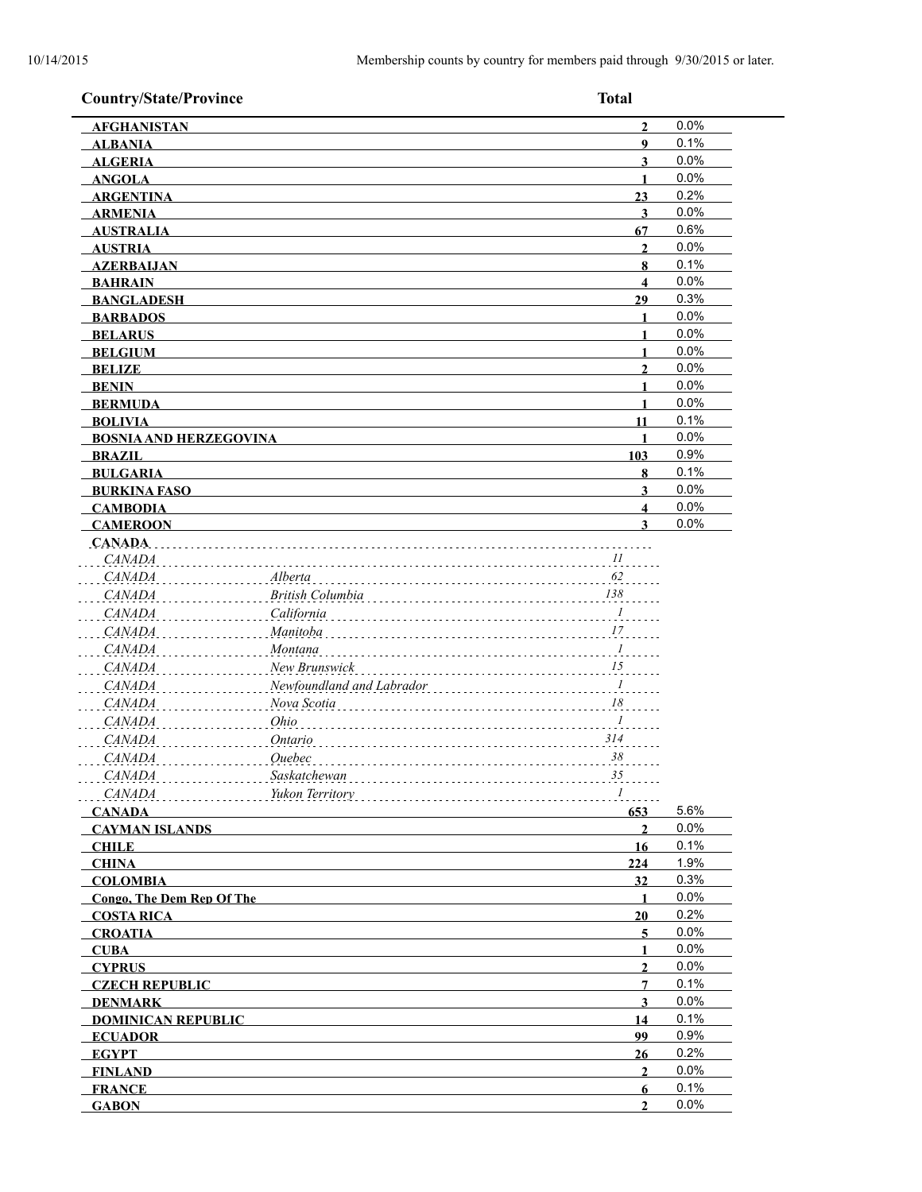Membership counts by country for members paid through 9/30/2015 or later.

| Country/State/Province | | Total | |
|---|---|---|---|
| **AFGHANISTAN** | | **2** | 0.0% |
| **ALBANIA** | | **9** | 0.1% |
| **ALGERIA** | | **3** | 0.0% |
| **ANGOLA** | | **1** | 0.0% |
| **ARGENTINA** | | **23** | 0.2% |
| **ARMENIA** | | **3** | 0.0% |
| **AUSTRALIA** | | **67** | 0.6% |
| **AUSTRIA** | | **2** | 0.0% |
| **AZERBAIJAN** | | **8** | 0.1% |
| **BAHRAIN** | | **4** | 0.0% |
| **BANGLADESH** | | **29** | 0.3% |
| **BARBADOS** | | **1** | 0.0% |
| **BELARUS** | | **1** | 0.0% |
| **BELGIUM** | | **1** | 0.0% |
| **BELIZE** | | **2** | 0.0% |
| **BENIN** | | **1** | 0.0% |
| **BERMUDA** | | **1** | 0.0% |
| **BOLIVIA** | | **11** | 0.1% |
| **BOSNIA AND HERZEGOVINA** | | **1** | 0.0% |
| **BRAZIL** | | **103** | 0.9% |
| **BULGARIA** | | **8** | 0.1% |
| **BURKINA FASO** | | **3** | 0.0% |
| **CAMBODIA** | | **4** | 0.0% |
| **CAMEROON** | | **3** | 0.0% |
| **CANADA** | | | |
| *CANADA* | | *11* | |
| *CANADA* | *Alberta* | *62* | |
| *CANADA* | *British Columbia* | *138* | |
| *CANADA* | *California* | *1* | |
| *CANADA* | *Manitoba* | *17* | |
| *CANADA* | *Montana* | *1* | |
| *CANADA* | *New Brunswick* | *15* | |
| *CANADA* | *Newfoundland and Labrador* | *1* | |
| *CANADA* | *Nova Scotia* | *18* | |
| *CANADA* | *Ohio* | *1* | |
| *CANADA* | *Ontario* | *314* | |
| *CANADA* | *Quebec* | *38* | |
| *CANADA* | *Saskatchewan* | *35* | |
| *CANADA* | *Yukon Territory* | *1* | |
| **CANADA** | | **653** | 5.6% |
| **CAYMAN ISLANDS** | | **2** | 0.0% |
| **CHILE** | | **16** | 0.1% |
| **CHINA** | | **224** | 1.9% |
| **COLOMBIA** | | **32** | 0.3% |
| **Congo, The Dem Rep Of The** | | **1** | 0.0% |
| **COSTA RICA** | | **20** | 0.2% |
| **CROATIA** | | **5** | 0.0% |
| **CUBA** | | **1** | 0.0% |
| **CYPRUS** | | **2** | 0.0% |
| **CZECH REPUBLIC** | | **7** | 0.1% |
| **DENMARK** | | **3** | 0.0% |
| **DOMINICAN REPUBLIC** | | **14** | 0.1% |
| **ECUADOR** | | **99** | 0.9% |
| **EGYPT** | | **26** | 0.2% |
| **FINLAND** | | **2** | 0.0% |
| **FRANCE** | | **6** | 0.1% |
| **GABON** | | **2** | 0.0% |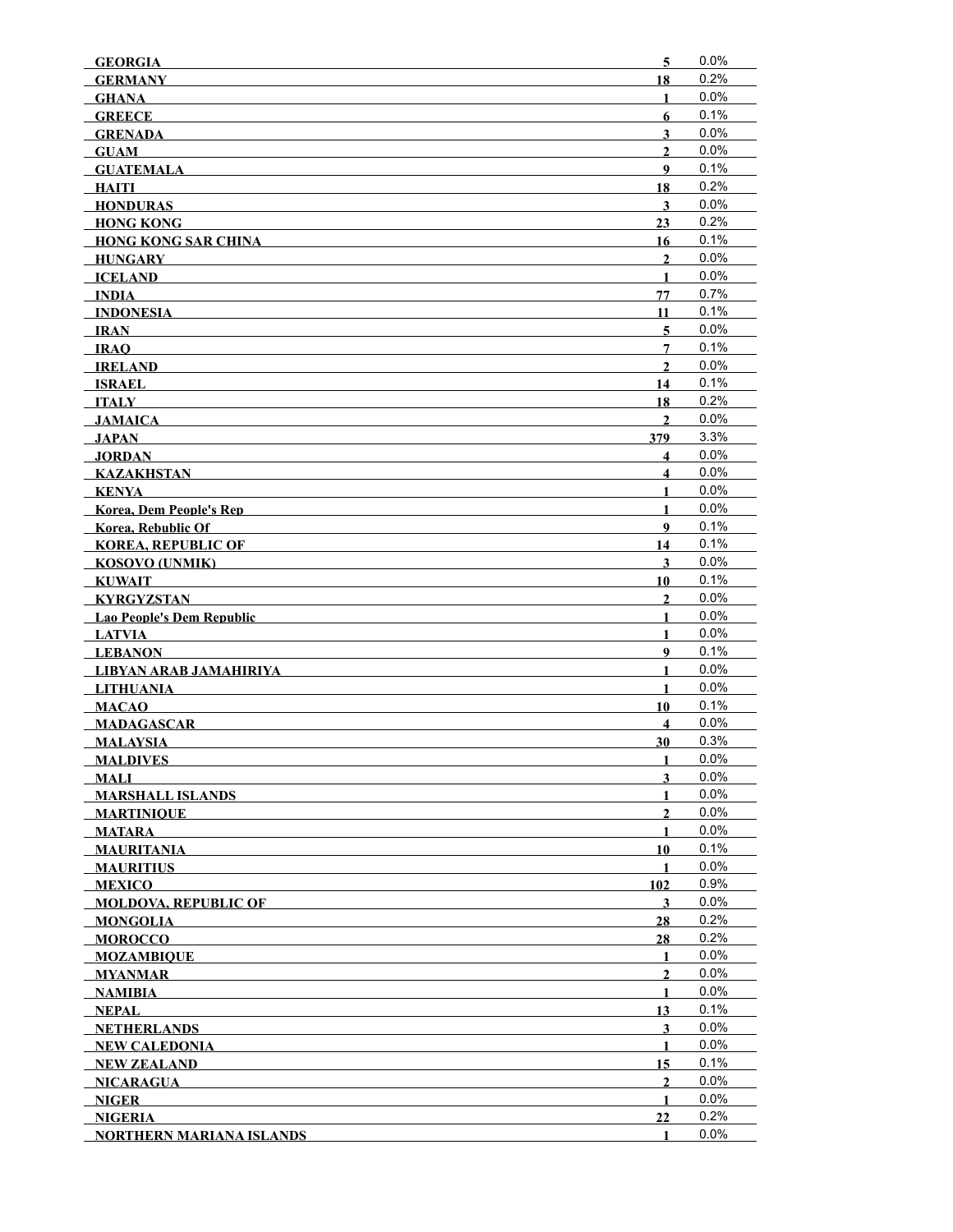| | | |
|---|---|---|
| **GEORGIA** | **5** | 0.0% |
| **GERMANY** | **18** | 0.2% |
| **GHANA** | **1** | 0.0% |
| **GREECE** | **6** | 0.1% |
| **GRENADA** | **3** | 0.0% |
| **GUAM** | **2** | 0.0% |
| **GUATEMALA** | **9** | 0.1% |
| **HAITI** | **18** | 0.2% |
| **HONDURAS** | **3** | 0.0% |
| **HONG KONG** | **23** | 0.2% |
| **HONG KONG SAR CHINA** | **16** | 0.1% |
| **HUNGARY** | **2** | 0.0% |
| **ICELAND** | **1** | 0.0% |
| **INDIA** | **77** | 0.7% |
| **INDONESIA** | **11** | 0.1% |
| **IRAN** | **5** | 0.0% |
| **IRAQ** | **7** | 0.1% |
| **IRELAND** | **2** | 0.0% |
| **ISRAEL** | **14** | 0.1% |
| **ITALY** | **18** | 0.2% |
| **JAMAICA** | **2** | 0.0% |
| **JAPAN** | **379** | 3.3% |
| **JORDAN** | **4** | 0.0% |
| **KAZAKHSTAN** | **4** | 0.0% |
| **KENYA** | **1** | 0.0% |
| **Korea, Dem People's Rep** | **1** | 0.0% |
| **Korea, Rebublic Of** | **9** | 0.1% |
| **KOREA, REPUBLIC OF** | **14** | 0.1% |
| **KOSOVO (UNMIK)** | **3** | 0.0% |
| **KUWAIT** | **10** | 0.1% |
| **KYRGYZSTAN** | **2** | 0.0% |
| **Lao People's Dem Republic** | **1** | 0.0% |
| **LATVIA** | **1** | 0.0% |
| **LEBANON** | **9** | 0.1% |
| **LIBYAN ARAB JAMAHIRIYA** | **1** | 0.0% |
| **LITHUANIA** | **1** | 0.0% |
| **MACAO** | **10** | 0.1% |
| **MADAGASCAR** | **4** | 0.0% |
| **MALAYSIA** | **30** | 0.3% |
| **MALDIVES** | **1** | 0.0% |
| **MALI** | **3** | 0.0% |
| **MARSHALL ISLANDS** | **1** | 0.0% |
| **MARTINIQUE** | **2** | 0.0% |
| **MATARA** | **1** | 0.0% |
| **MAURITANIA** | **10** | 0.1% |
| **MAURITIUS** | **1** | 0.0% |
| **MEXICO** | **102** | 0.9% |
| **MOLDOVA, REPUBLIC OF** | **3** | 0.0% |
| **MONGOLIA** | **28** | 0.2% |
| **MOROCCO** | **28** | 0.2% |
| **MOZAMBIQUE** | **1** | 0.0% |
| **MYANMAR** | **2** | 0.0% |
| **NAMIBIA** | **1** | 0.0% |
| **NEPAL** | **13** | 0.1% |
| **NETHERLANDS** | **3** | 0.0% |
| **NEW CALEDONIA** | **1** | 0.0% |
| **NEW ZEALAND** | **15** | 0.1% |
| **NICARAGUA** | **2** | 0.0% |
| **NIGER** | **1** | 0.0% |
| **NIGERIA** | **22** | 0.2% |
| **NORTHERN MARIANA ISLANDS** | **1** | 0.0% |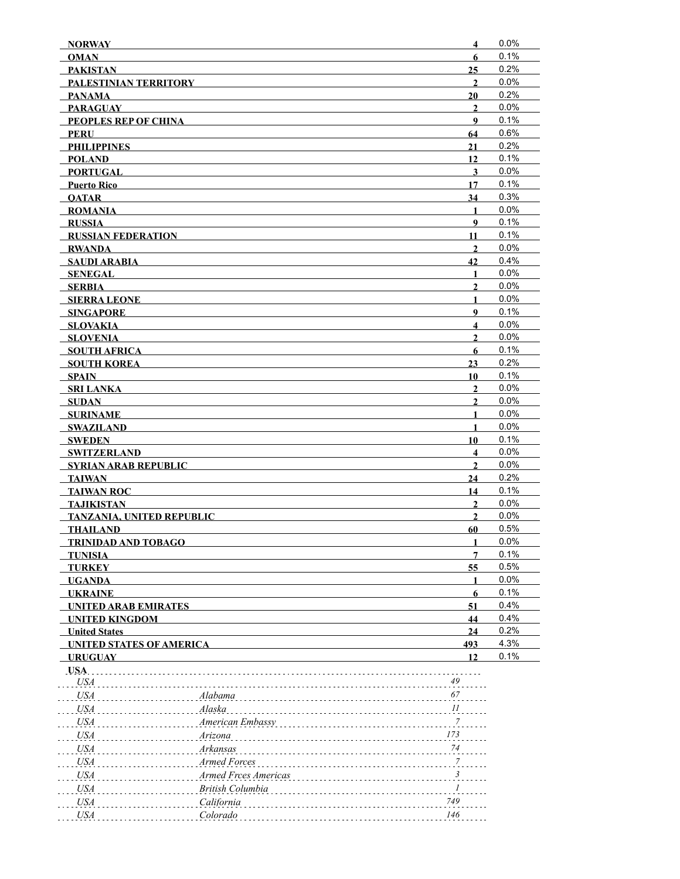| | | |
|---|---|---|
| **NORWAY** | **4** | 0.0% |
| **OMAN** | **6** | 0.1% |
| **PAKISTAN** | **25** | 0.2% |
| **PALESTINIAN TERRITORY** | **2** | 0.0% |
| **PANAMA** | **20** | 0.2% |
| **PARAGUAY** | **2** | 0.0% |
| **PEOPLES REP OF CHINA** | **9** | 0.1% |
| **PERU** | **64** | 0.6% |
| **PHILIPPINES** | **21** | 0.2% |
| **POLAND** | **12** | 0.1% |
| **PORTUGAL** | **3** | 0.0% |
| **Puerto Rico** | **17** | 0.1% |
| **QATAR** | **34** | 0.3% |
| **ROMANIA** | **1** | 0.0% |
| **RUSSIA** | **9** | 0.1% |
| **RUSSIAN FEDERATION** | **11** | 0.1% |
| **RWANDA** | **2** | 0.0% |
| **SAUDI ARABIA** | **42** | 0.4% |
| **SENEGAL** | **1** | 0.0% |
| **SERBIA** | **2** | 0.0% |
| **SIERRA LEONE** | **1** | 0.0% |
| **SINGAPORE** | **9** | 0.1% |
| **SLOVAKIA** | **4** | 0.0% |
| **SLOVENIA** | **2** | 0.0% |
| **SOUTH AFRICA** | **6** | 0.1% |
| **SOUTH KOREA** | **23** | 0.2% |
| **SPAIN** | **10** | 0.1% |
| **SRI LANKA** | **2** | 0.0% |
| **SUDAN** | **2** | 0.0% |
| **SURINAME** | **1** | 0.0% |
| **SWAZILAND** | **1** | 0.0% |
| **SWEDEN** | **10** | 0.1% |
| **SWITZERLAND** | **4** | 0.0% |
| **SYRIAN ARAB REPUBLIC** | **2** | 0.0% |
| **TAIWAN** | **24** | 0.2% |
| **TAIWAN ROC** | **14** | 0.1% |
| **TAJIKISTAN** | **2** | 0.0% |
| **TANZANIA, UNITED REPUBLIC** | **2** | 0.0% |
| **THAILAND** | **60** | 0.5% |
| **TRINIDAD AND TOBAGO** | **1** | 0.0% |
| **TUNISIA** | **7** | 0.1% |
| **TURKEY** | **55** | 0.5% |
| **UGANDA** | **1** | 0.0% |
| **UKRAINE** | **6** | 0.1% |
| **UNITED ARAB EMIRATES** | **51** | 0.4% |
| **UNITED KINGDOM** | **44** | 0.4% |
| **United States** | **24** | 0.2% |
| **UNITED STATES OF AMERICA** | **493** | 4.3% |
| **URUGUAY** | **12** | 0.1% |

**USA**

| | | |
|---|---|---|
| *USA* | | *49* |
| *USA* | *Alabama* | *67* |
| *USA* | *Alaska* | *11* |
| *USA* | *American Embassy* | *7* |
| *USA* | *Arizona* | *173* |
| *USA* | *Arkansas* | *74* |
| *USA* | *Armed Forces* | *7* |
| *USA* | *Armed Frces Americas* | *3* |
| *USA* | *British Columbia* | *1* |
| *USA* | *California* | *749* |
| *USA* | *Colorado* | *146* |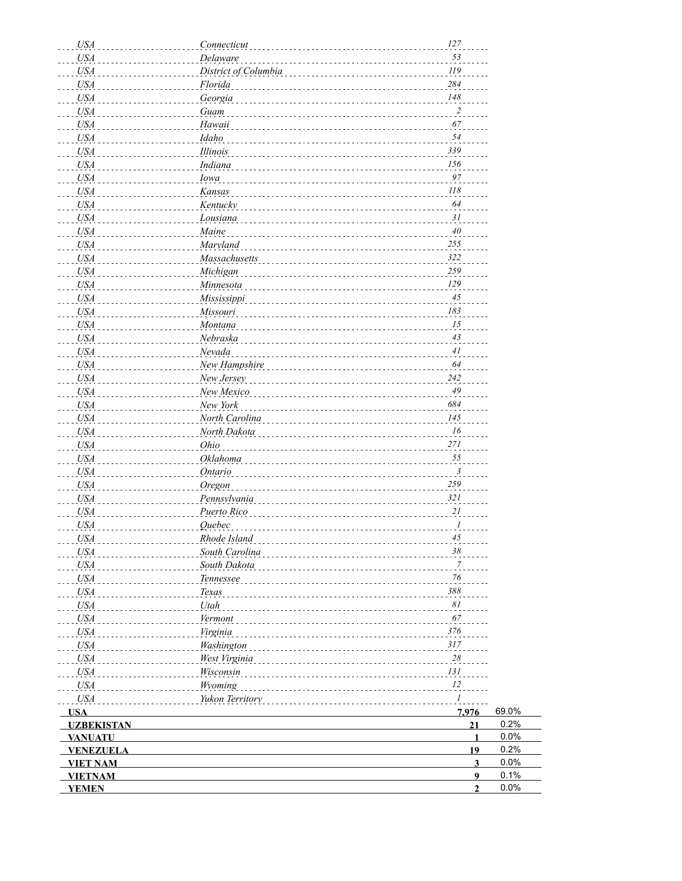| | | | |
|---|---|---|---|
| *USA* | *Connecticut* | *127* | |
| *USA* | *Delaware* | *53* | |
| *USA* | *District of Columbia* | *119* | |
| *USA* | *Florida* | *284* | |
| *USA* | *Georgia* | *148* | |
| *USA* | *Guam* | *2* | |
| *USA* | *Hawaii* | *67* | |
| *USA* | *Idaho* | *54* | |
| *USA* | *Illinois* | *339* | |
| *USA* | *Indiana* | *156* | |
| *USA* | *Iowa* | *97* | |
| *USA* | *Kansas* | *118* | |
| *USA* | *Kentucky* | *64* | |
| *USA* | *Lousiana* | *31* | |
| *USA* | *Maine* | *40* | |
| *USA* | *Maryland* | *255* | |
| *USA* | *Massachusetts* | *322* | |
| *USA* | *Michigan* | *259* | |
| *USA* | *Minnesota* | *129* | |
| *USA* | *Mississippi* | *45* | |
| *USA* | *Missouri* | *183* | |
| *USA* | *Montana* | *15* | |
| *USA* | *Nebraska* | *43* | |
| *USA* | *Nevada* | *41* | |
| *USA* | *New Hampshire* | *64* | |
| *USA* | *New Jersey* | *242* | |
| *USA* | *New Mexico* | *49* | |
| *USA* | *New York* | *684* | |
| *USA* | *North Carolina* | *145* | |
| *USA* | *North Dakota* | *16* | |
| *USA* | *Ohio* | *271* | |
| *USA* | *Oklahoma* | *55* | |
| *USA* | *Ontario* | *3* | |
| *USA* | *Oregon* | *259* | |
| *USA* | *Pennsylvania* | *321* | |
| *USA* | *Puerto Rico* | *21* | |
| *USA* | *Quebec* | *1* | |
| *USA* | *Rhode Island* | *45* | |
| *USA* | *South Carolina* | *38* | |
| *USA* | *South Dakota* | *7* | |
| *USA* | *Tennessee* | *76* | |
| *USA* | *Texas* | *388* | |
| *USA* | *Utah* | *81* | |
| *USA* | *Vermont* | *67* | |
| *USA* | *Virginia* | *376* | |
| *USA* | *Washington* | *317* | |
| *USA* | *West Virginia* | *28* | |
| *USA* | *Wisconsin* | *131* | |
| *USA* | *Wyoming* | *12* | |
| *USA* | *Yukon Territory* | *1* | |
| **USA** | | **7,976** | 69.0% |
| **UZBEKISTAN** | | **21** | 0.2% |
| **VANUATU** | | **1** | 0.0% |
| **VENEZUELA** | | **19** | 0.2% |
| **VIET NAM** | | **3** | 0.0% |
| **VIETNAM** | | **9** | 0.1% |
| **YEMEN** | | **2** | 0.0% |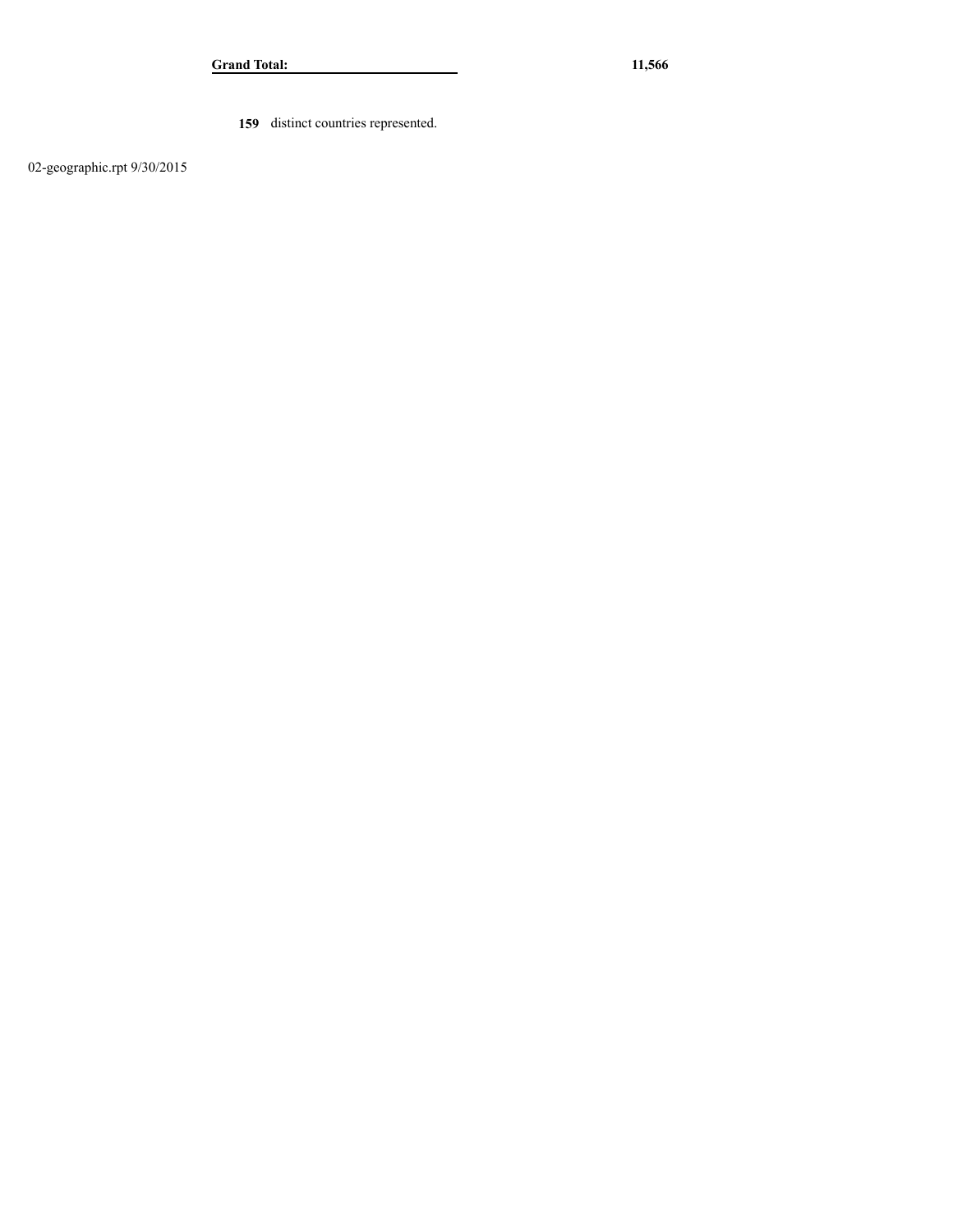| **Grand Total:** | **11,566** |
|---|---|

**159** distinct countries represented.

02-geographic.rpt 9/30/2015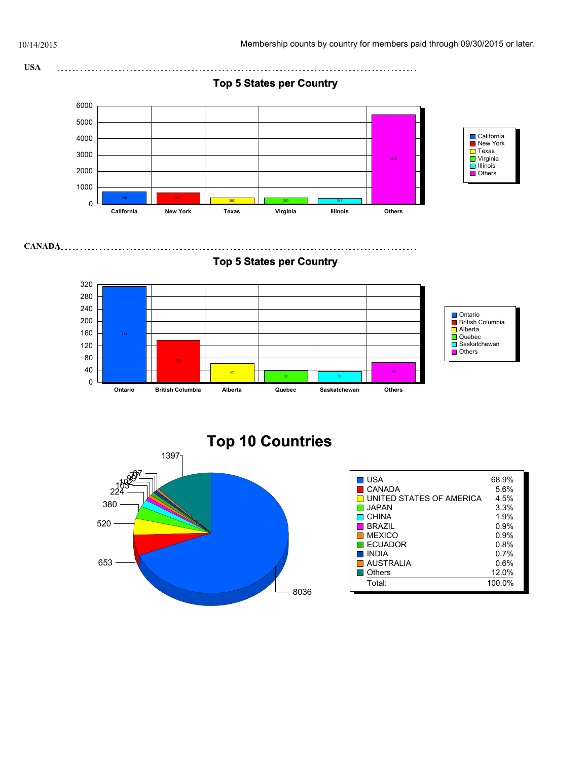10/14/2015

Membership counts by country for members paid through 09/30/2015 or later.

## USA

### Top 5 States per Country

| State | Count |
|---|---|
| California | 756 |
| New York | 690 |
| Texas | 392 |
| Virginia | 380 |
| Illinois | 343 |
| Others | 5475 |

## CANADA

### Top 5 States per Country

| State | Count |
|---|---|
| Ontario | 314 |
| British Columbia | 138 |
| Alberta | 62 |
| Quebec | 38 |
| Saskatchewan | 35 |
| Others | 66 |

## Top 10 Countries

| Country | Count | Percent |
|---|---|---|
| USA | 8036 | 68.9% |
| CANADA | 653 | 5.6% |
| UNITED STATES OF AMERICA | 520 | 4.5% |
| JAPAN | 380 | 3.3% |
| CHINA | 224 | 1.9% |
| BRAZIL | 103 | 0.9% |
| MEXICO | 102 | 0.9% |
| ECUADOR | 99 | 0.8% |
| INDIA | 77 | 0.7% |
| AUSTRALIA | 67 | 0.6% |
| Others | 1397 | 12.0% |
| Total: | | 100.0% |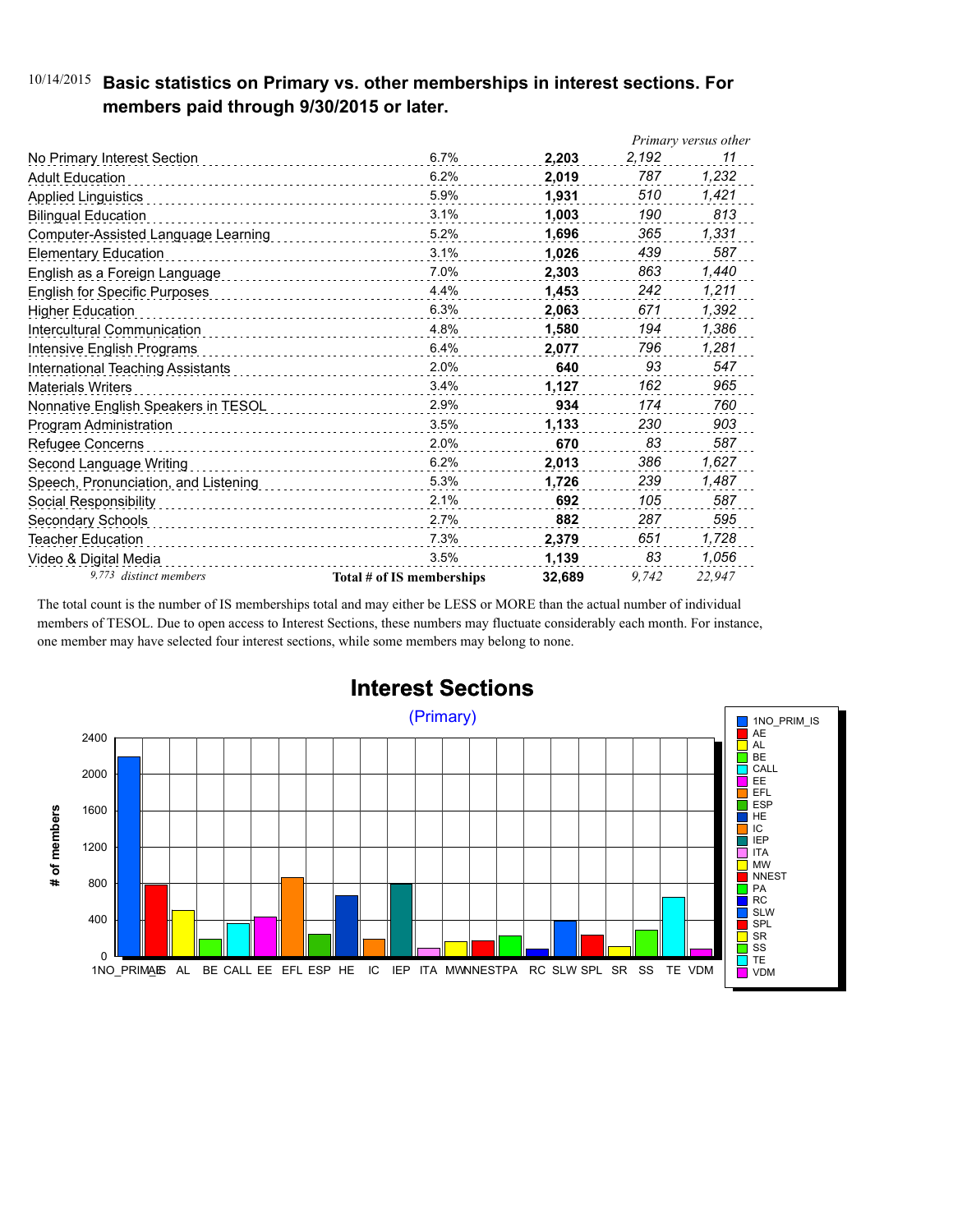10/14/2015

## Basic statistics on Primary vs. other memberships in interest sections. For members paid through 9/30/2015 or later.

| Interest Section | % | Total | *Primary* | *versus other* |
|---|---|---|---|---|
| No Primary Interest Section | 6.7% | **2,203** | *2,192* | *11* |
| Adult Education | 6.2% | **2,019** | *787* | *1,232* |
| Applied Linguistics | 5.9% | **1,931** | *510* | *1,421* |
| Bilingual Education | 3.1% | **1,003** | *190* | *813* |
| Computer-Assisted Language Learning | 5.2% | **1,696** | *365* | *1,331* |
| Elementary Education | 3.1% | **1,026** | *439* | *587* |
| English as a Foreign Language | 7.0% | **2,303** | *863* | *1,440* |
| English for Specific Purposes | 4.4% | **1,453** | *242* | *1,211* |
| Higher Education | 6.3% | **2,063** | *671* | *1,392* |
| Intercultural Communication | 4.8% | **1,580** | *194* | *1,386* |
| Intensive English Programs | 6.4% | **2,077** | *796* | *1,281* |
| International Teaching Assistants | 2.0% | **640** | *93* | *547* |
| Materials Writers | 3.4% | **1,127** | *162* | *965* |
| Nonnative English Speakers in TESOL | 2.9% | **934** | *174* | *760* |
| Program Administration | 3.5% | **1,133** | *230* | *903* |
| Refugee Concerns | 2.0% | **670** | *83* | *587* |
| Second Language Writing | 6.2% | **2,013** | *386* | *1,627* |
| Speech, Pronunciation, and Listening | 5.3% | **1,726** | *239* | *1,487* |
| Social Responsibility | 2.1% | **692** | *105* | *587* |
| Secondary Schools | 2.7% | **882** | *287* | *595* |
| Teacher Education | 7.3% | **2,379** | *651* | *1,728* |
| Video & Digital Media | 3.5% | **1,139** | *83* | *1,056* |
| *9,773 distinct members* | **Total # of IS memberships** | **32,689** | *9,742* | *22,947* |

The total count is the number of IS memberships total and may either be LESS or MORE than the actual number of individual members of TESOL. Due to open access to Interest Sections, these numbers may fluctuate considerably each month. For instance, one member may have selected four interest sections, while some members may belong to none.

**Interest Sections**

(Primary)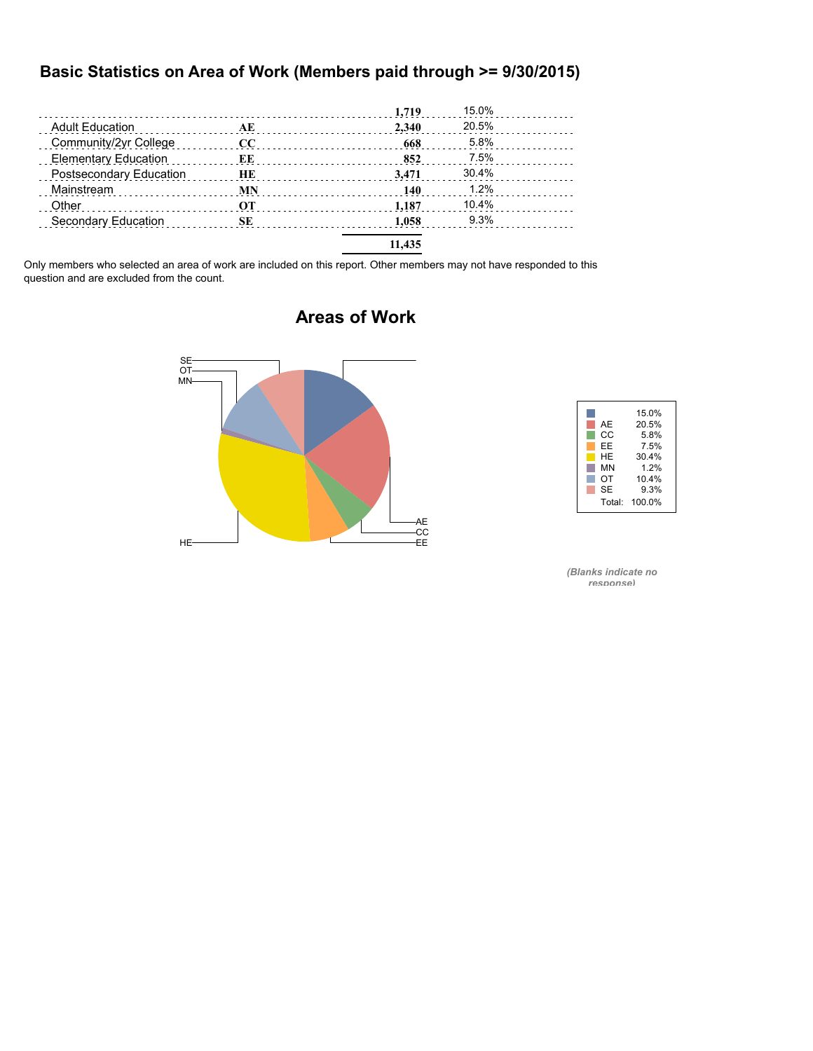## Basic Statistics on Area of Work (Members paid through >= 9/30/2015)

| | | | |
|---|---|---|---|
| | | 1,719 | 15.0% |
| Adult Education | AE | 2,340 | 20.5% |
| Community/2yr College | CC | 668 | 5.8% |
| Elementary Education | EE | 852 | 7.5% |
| Postsecondary Education | HE | 3,471 | 30.4% |
| Mainstream | MN | 140 | 1.2% |
| Other | OT | 1,187 | 10.4% |
| Secondary Education | SE | 1,058 | 9.3% |
| | | 11,435 | |

Only members who selected an area of work are included on this report. Other members may not have responded to this question and are excluded from the count.

### Areas of Work

| | |
|---|---|
| | 15.0% |
| AE | 20.5% |
| CC | 5.8% |
| EE | 7.5% |
| HE | 30.4% |
| MN | 1.2% |
| OT | 10.4% |
| SE | 9.3% |
| Total: | 100.0% |

*(Blanks indicate no response)*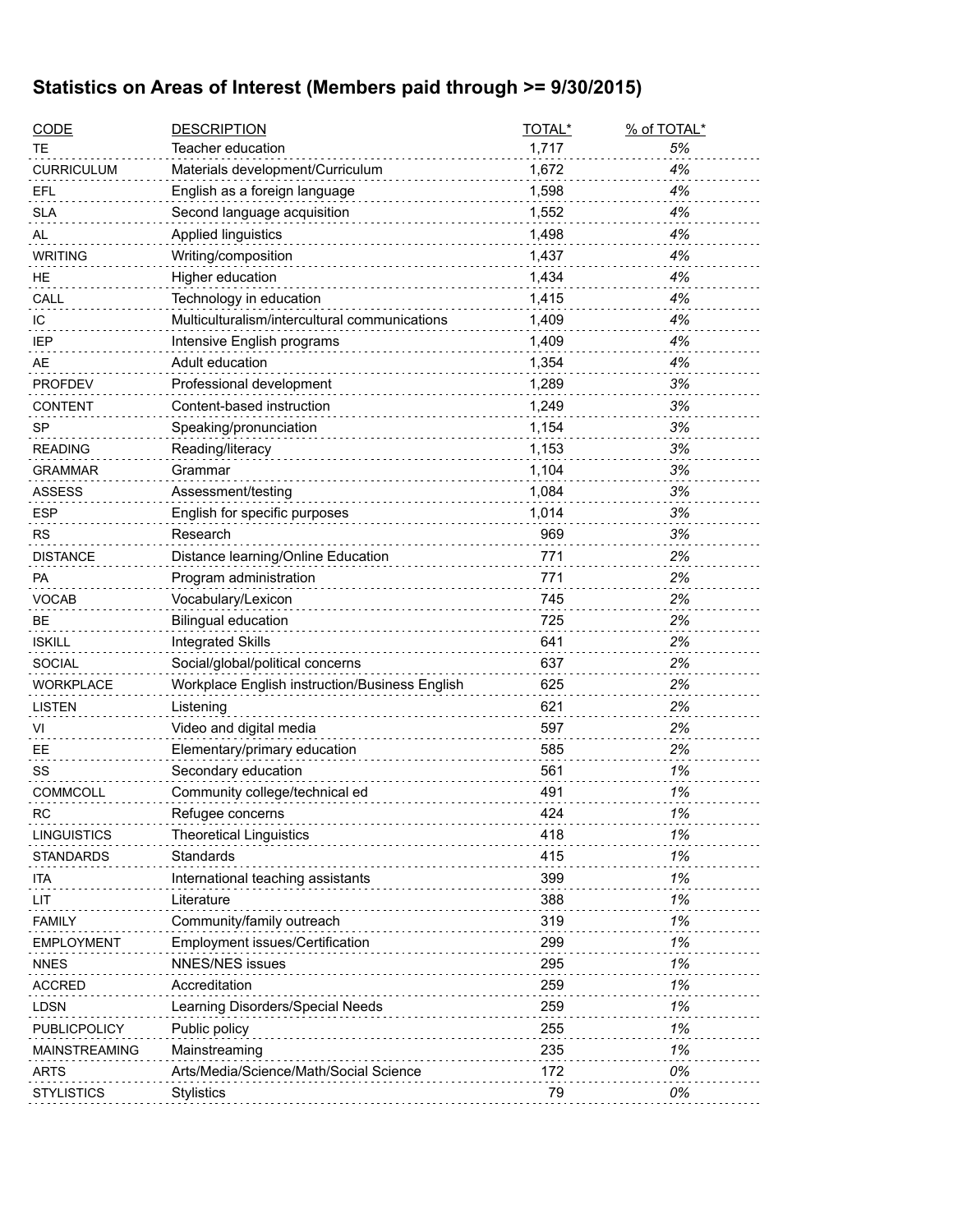## Statistics on Areas of Interest (Members paid through >= 9/30/2015)

| CODE | DESCRIPTION | TOTAL* | % of TOTAL* |
|---|---|---|---|
| TE | Teacher education | 1,717 | *5%* |
| CURRICULUM | Materials development/Curriculum | 1,672 | *4%* |
| EFL | English as a foreign language | 1,598 | *4%* |
| SLA | Second language acquisition | 1,552 | *4%* |
| AL | Applied linguistics | 1,498 | *4%* |
| WRITING | Writing/composition | 1,437 | *4%* |
| HE | Higher education | 1,434 | *4%* |
| CALL | Technology in education | 1,415 | *4%* |
| IC | Multiculturalism/intercultural communications | 1,409 | *4%* |
| IEP | Intensive English programs | 1,409 | *4%* |
| AE | Adult education | 1,354 | *4%* |
| PROFDEV | Professional development | 1,289 | *3%* |
| CONTENT | Content-based instruction | 1,249 | *3%* |
| SP | Speaking/pronunciation | 1,154 | *3%* |
| READING | Reading/literacy | 1,153 | *3%* |
| GRAMMAR | Grammar | 1,104 | *3%* |
| ASSESS | Assessment/testing | 1,084 | *3%* |
| ESP | English for specific purposes | 1,014 | *3%* |
| RS | Research | 969 | *3%* |
| DISTANCE | Distance learning/Online Education | 771 | *2%* |
| PA | Program administration | 771 | *2%* |
| VOCAB | Vocabulary/Lexicon | 745 | *2%* |
| BE | Bilingual education | 725 | *2%* |
| ISKILL | Integrated Skills | 641 | *2%* |
| SOCIAL | Social/global/political concerns | 637 | *2%* |
| WORKPLACE | Workplace English instruction/Business English | 625 | *2%* |
| LISTEN | Listening | 621 | *2%* |
| VI | Video and digital media | 597 | *2%* |
| EE | Elementary/primary education | 585 | *2%* |
| SS | Secondary education | 561 | *1%* |
| COMMCOLL | Community college/technical ed | 491 | *1%* |
| RC | Refugee concerns | 424 | *1%* |
| LINGUISTICS | Theoretical Linguistics | 418 | *1%* |
| STANDARDS | Standards | 415 | *1%* |
| ITA | International teaching assistants | 399 | *1%* |
| LIT | Literature | 388 | *1%* |
| FAMILY | Community/family outreach | 319 | *1%* |
| EMPLOYMENT | Employment issues/Certification | 299 | *1%* |
| NNES | NNES/NES issues | 295 | *1%* |
| ACCRED | Accreditation | 259 | *1%* |
| LDSN | Learning Disorders/Special Needs | 259 | *1%* |
| PUBLICPOLICY | Public policy | 255 | *1%* |
| MAINSTREAMING | Mainstreaming | 235 | *1%* |
| ARTS | Arts/Media/Science/Math/Social Science | 172 | *0%* |
| STYLISTICS | Stylistics | 79 | *0%* |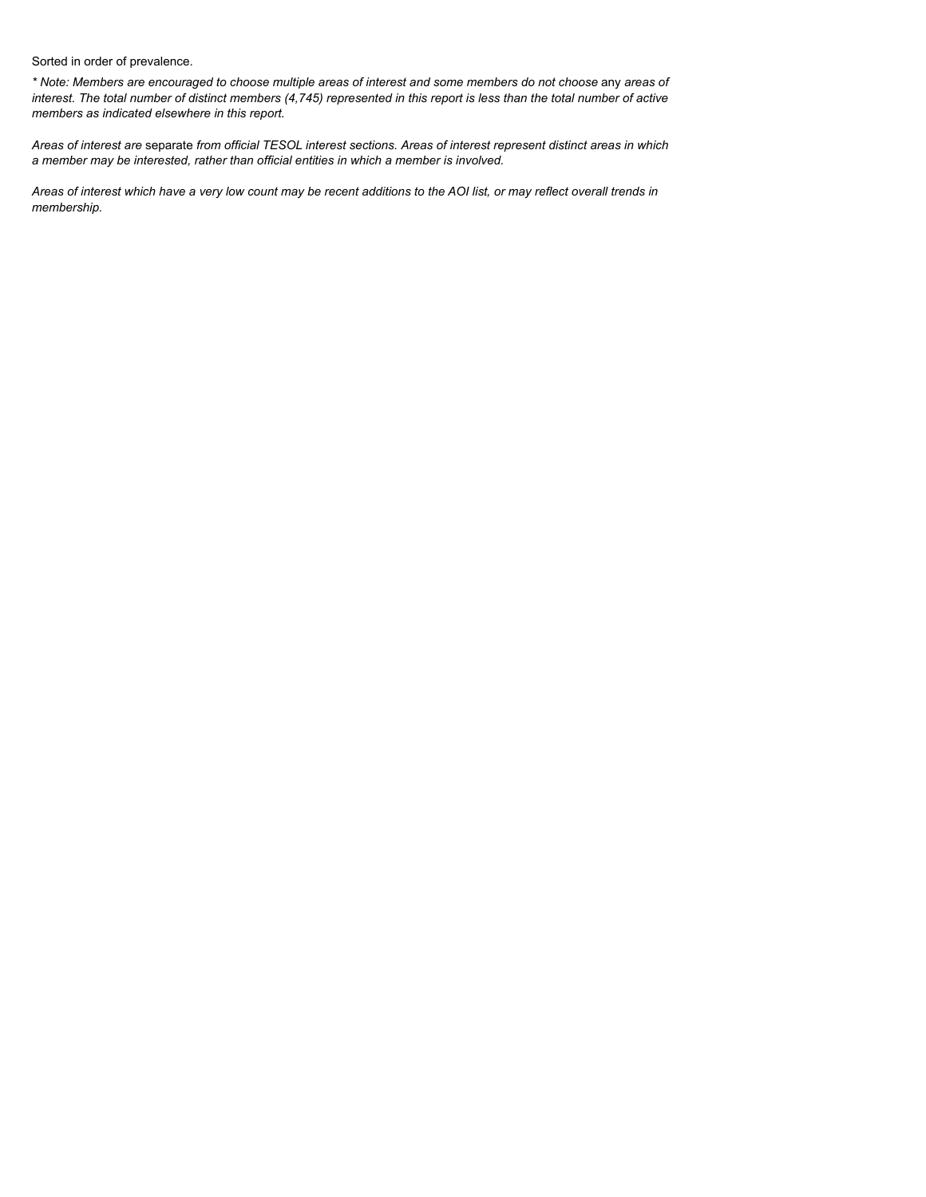Sorted in order of prevalence.

*\* Note: Members are encouraged to choose multiple areas of interest and some members do not choose* any *areas of interest. The total number of distinct members (4,745) represented in this report is less than the total number of active members as indicated elsewhere in this report.*

*Areas of interest are* separate *from official TESOL interest sections. Areas of interest represent distinct areas in which a member may be interested, rather than official entities in which a member is involved.*

*Areas of interest which have a very low count may be recent additions to the AOI list, or may reflect overall trends in membership.*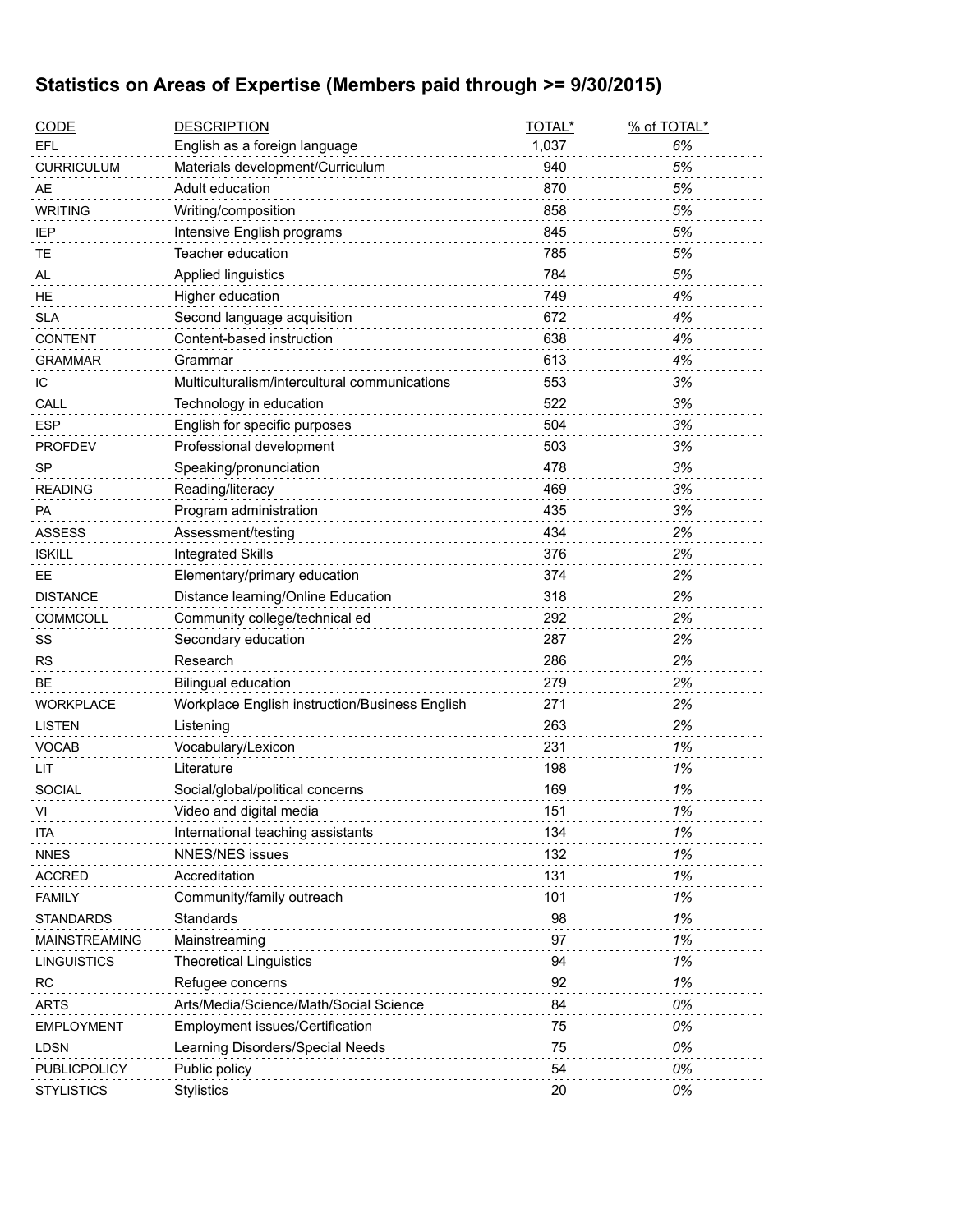## Statistics on Areas of Expertise (Members paid through >= 9/30/2015)

| CODE | DESCRIPTION | TOTAL* | % of TOTAL* |
|---|---|---|---|
| EFL | English as a foreign language | 1,037 | *6%* |
| CURRICULUM | Materials development/Curriculum | 940 | *5%* |
| AE | Adult education | 870 | *5%* |
| WRITING | Writing/composition | 858 | *5%* |
| IEP | Intensive English programs | 845 | *5%* |
| TE | Teacher education | 785 | *5%* |
| AL | Applied linguistics | 784 | *5%* |
| HE | Higher education | 749 | *4%* |
| SLA | Second language acquisition | 672 | *4%* |
| CONTENT | Content-based instruction | 638 | *4%* |
| GRAMMAR | Grammar | 613 | *4%* |
| IC | Multiculturalism/intercultural communications | 553 | *3%* |
| CALL | Technology in education | 522 | *3%* |
| ESP | English for specific purposes | 504 | *3%* |
| PROFDEV | Professional development | 503 | *3%* |
| SP | Speaking/pronunciation | 478 | *3%* |
| READING | Reading/literacy | 469 | *3%* |
| PA | Program administration | 435 | *3%* |
| ASSESS | Assessment/testing | 434 | *2%* |
| ISKILL | Integrated Skills | 376 | *2%* |
| EE | Elementary/primary education | 374 | *2%* |
| DISTANCE | Distance learning/Online Education | 318 | *2%* |
| COMMCOLL | Community college/technical ed | 292 | *2%* |
| SS | Secondary education | 287 | *2%* |
| RS | Research | 286 | *2%* |
| BE | Bilingual education | 279 | *2%* |
| WORKPLACE | Workplace English instruction/Business English | 271 | *2%* |
| LISTEN | Listening | 263 | *2%* |
| VOCAB | Vocabulary/Lexicon | 231 | *1%* |
| LIT | Literature | 198 | *1%* |
| SOCIAL | Social/global/political concerns | 169 | *1%* |
| VI | Video and digital media | 151 | *1%* |
| ITA | International teaching assistants | 134 | *1%* |
| NNES | NNES/NES issues | 132 | *1%* |
| ACCRED | Accreditation | 131 | *1%* |
| FAMILY | Community/family outreach | 101 | *1%* |
| STANDARDS | Standards | 98 | *1%* |
| MAINSTREAMING | Mainstreaming | 97 | *1%* |
| LINGUISTICS | Theoretical Linguistics | 94 | *1%* |
| RC | Refugee concerns | 92 | *1%* |
| ARTS | Arts/Media/Science/Math/Social Science | 84 | *0%* |
| EMPLOYMENT | Employment issues/Certification | 75 | *0%* |
| LDSN | Learning Disorders/Special Needs | 75 | *0%* |
| PUBLICPOLICY | Public policy | 54 | *0%* |
| STYLISTICS | Stylistics | 20 | *0%* |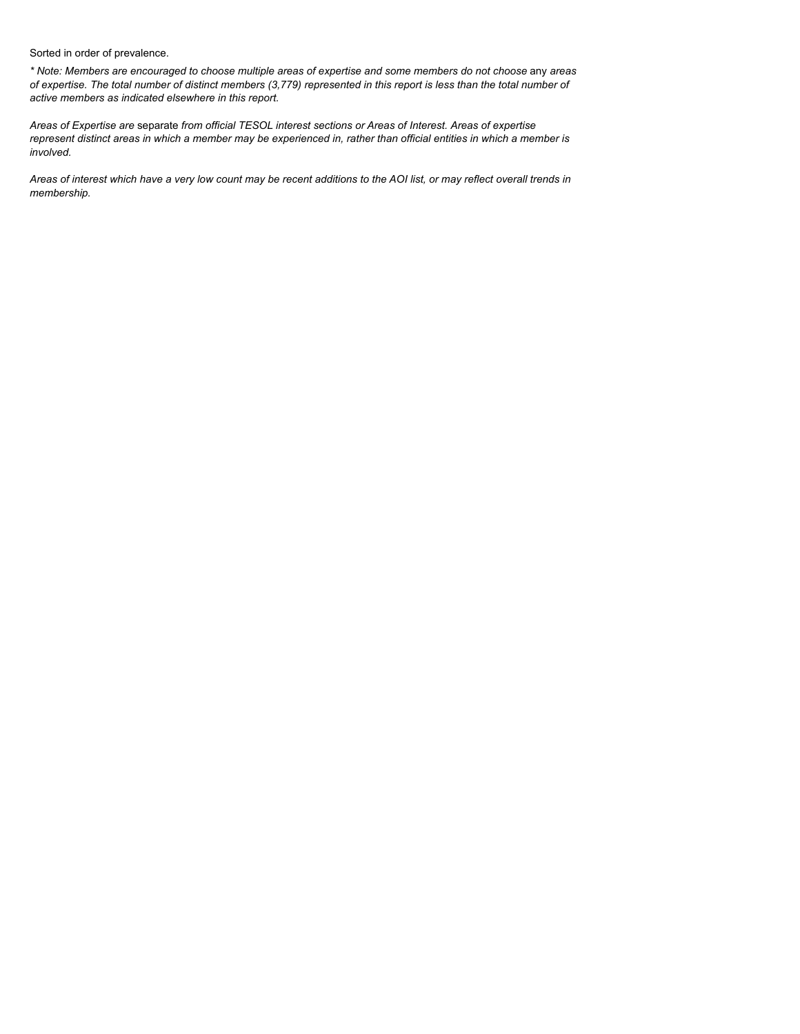Sorted in order of prevalence.

*\* Note: Members are encouraged to choose multiple areas of expertise and some members do not choose* any *areas of expertise. The total number of distinct members (3,779) represented in this report is less than the total number of active members as indicated elsewhere in this report.*

*Areas of Expertise are* separate *from official TESOL interest sections or Areas of Interest. Areas of expertise represent distinct areas in which a member may be experienced in, rather than official entities in which a member is involved.*

*Areas of interest which have a very low count may be recent additions to the AOI list, or may reflect overall trends in membership.*